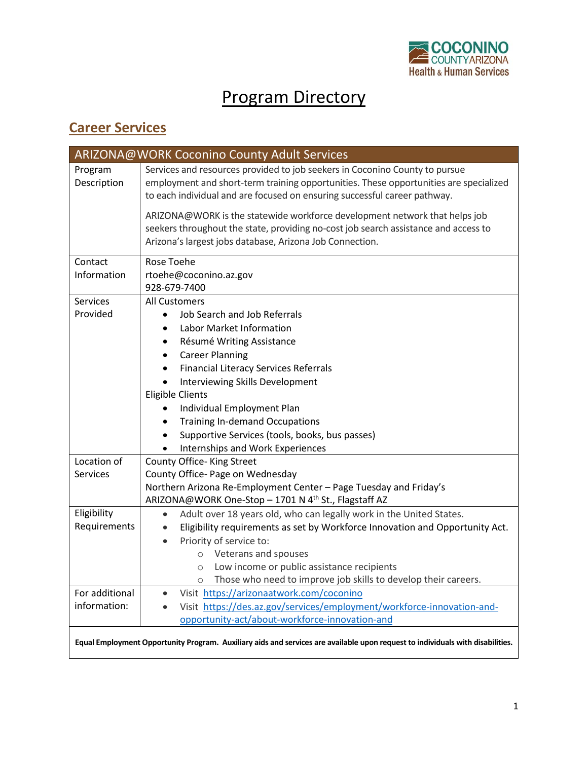# Program Directory

## Career Services

| ARIZONA@WORK Coconino County Adult Services | |
|---|---|
| Program Description | Services and resources provided to job seekers in Coconino County to pursue employment and short-term training opportunities. These opportunities are specialized to each individual and are focused on ensuring successful career pathway.<br><br>ARIZONA@WORK is the statewide workforce development network that helps job seekers throughout the state, providing no-cost job search assistance and access to Arizona's largest jobs database, Arizona Job Connection. |
| Contact Information | Rose Toehe<br>rtoehe@coconino.az.gov<br>928-679-7400 |
| Services Provided | All Customers<br>• Job Search and Job Referrals<br>• Labor Market Information<br>• Résumé Writing Assistance<br>• Career Planning<br>• Financial Literacy Services Referrals<br>• Interviewing Skills Development<br>Eligible Clients<br>• Individual Employment Plan<br>• Training In-demand Occupations<br>• Supportive Services (tools, books, bus passes)<br>• Internships and Work Experiences |
| Location of Services | County Office- King Street<br>County Office- Page on Wednesday<br>Northern Arizona Re-Employment Center – Page Tuesday and Friday's<br>ARIZONA@WORK One-Stop – 1701 N 4th St., Flagstaff AZ |
| Eligibility Requirements | • Adult over 18 years old, who can legally work in the United States.<br>• Eligibility requirements as set by Workforce Innovation and Opportunity Act.<br>• Priority of service to:<br>&nbsp;&nbsp;○ Veterans and spouses<br>&nbsp;&nbsp;○ Low income or public assistance recipients<br>&nbsp;&nbsp;○ Those who need to improve job skills to develop their careers. |
| For additional information: | • Visit https://arizonaatwork.com/coconino<br>• Visit https://des.az.gov/services/employment/workforce-innovation-and-opportunity-act/about-workforce-innovation-and |
| **Equal Employment Opportunity Program. Auxiliary aids and services are available upon request to individuals with disabilities.** | |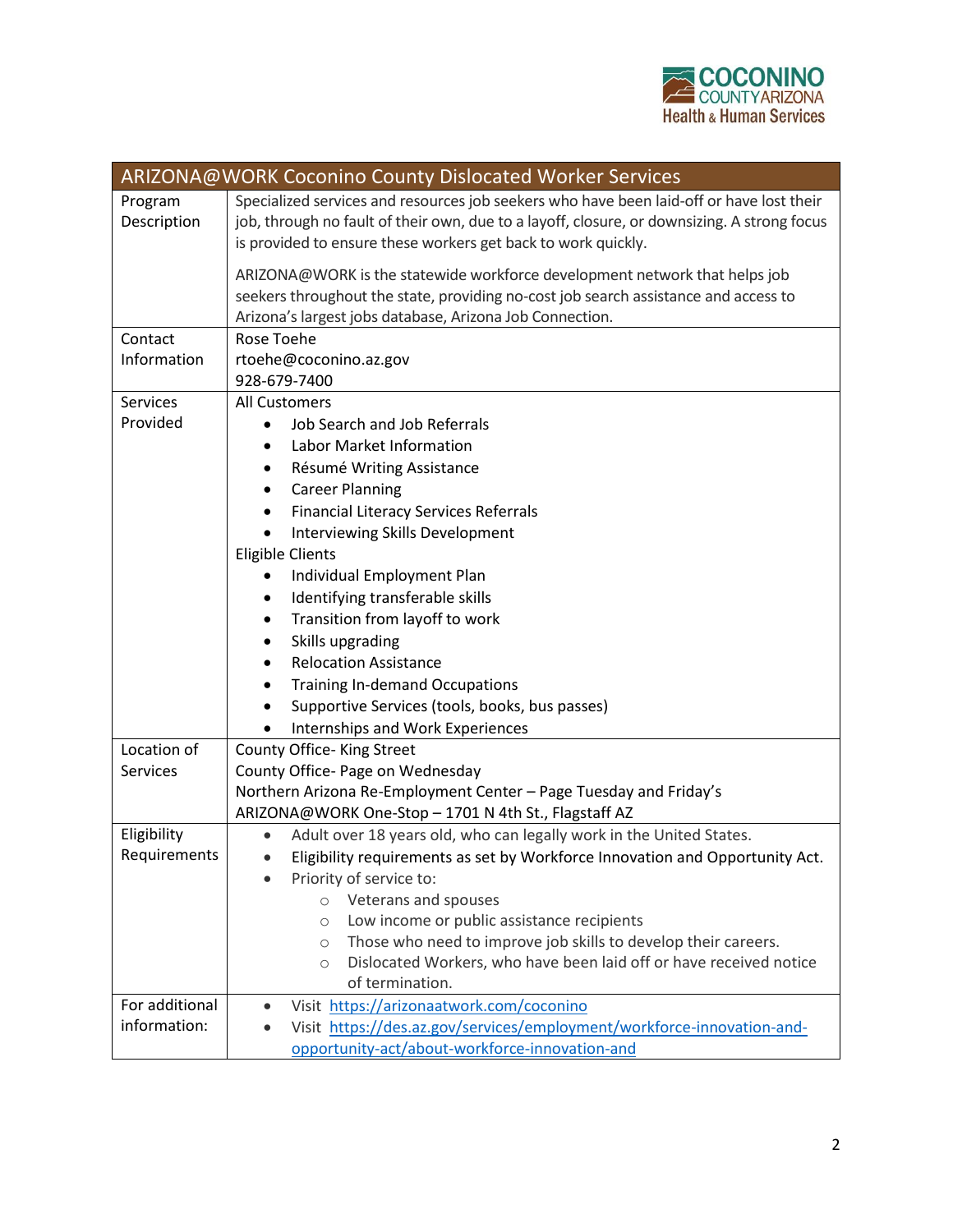| ARIZONA@WORK Coconino County Dislocated Worker Services | |
|---|---|
| Program Description | Specialized services and resources job seekers who have been laid-off or have lost their job, through no fault of their own, due to a layoff, closure, or downsizing. A strong focus is provided to ensure these workers get back to work quickly.<br><br>ARIZONA@WORK is the statewide workforce development network that helps job seekers throughout the state, providing no-cost job search assistance and access to Arizona's largest jobs database, Arizona Job Connection. |
| Contact Information | Rose Toehe<br>rtoehe@coconino.az.gov<br>928-679-7400 |
| Services Provided | All Customers<br>• Job Search and Job Referrals<br>• Labor Market Information<br>• Résumé Writing Assistance<br>• Career Planning<br>• Financial Literacy Services Referrals<br>• Interviewing Skills Development<br>Eligible Clients<br>• Individual Employment Plan<br>• Identifying transferable skills<br>• Transition from layoff to work<br>• Skills upgrading<br>• Relocation Assistance<br>• Training In-demand Occupations<br>• Supportive Services (tools, books, bus passes)<br>• Internships and Work Experiences |
| Location of Services | County Office- King Street<br>County Office- Page on Wednesday<br>Northern Arizona Re-Employment Center – Page Tuesday and Friday's<br>ARIZONA@WORK One-Stop – 1701 N 4th St., Flagstaff AZ |
| Eligibility Requirements | • Adult over 18 years old, who can legally work in the United States.<br>• Eligibility requirements as set by Workforce Innovation and Opportunity Act.<br>• Priority of service to:<br>  ○ Veterans and spouses<br>  ○ Low income or public assistance recipients<br>  ○ Those who need to improve job skills to develop their careers.<br>  ○ Dislocated Workers, who have been laid off or have received notice of termination. |
| For additional information: | • Visit https://arizonaatwork.com/coconino<br>• Visit https://des.az.gov/services/employment/workforce-innovation-and-opportunity-act/about-workforce-innovation-and |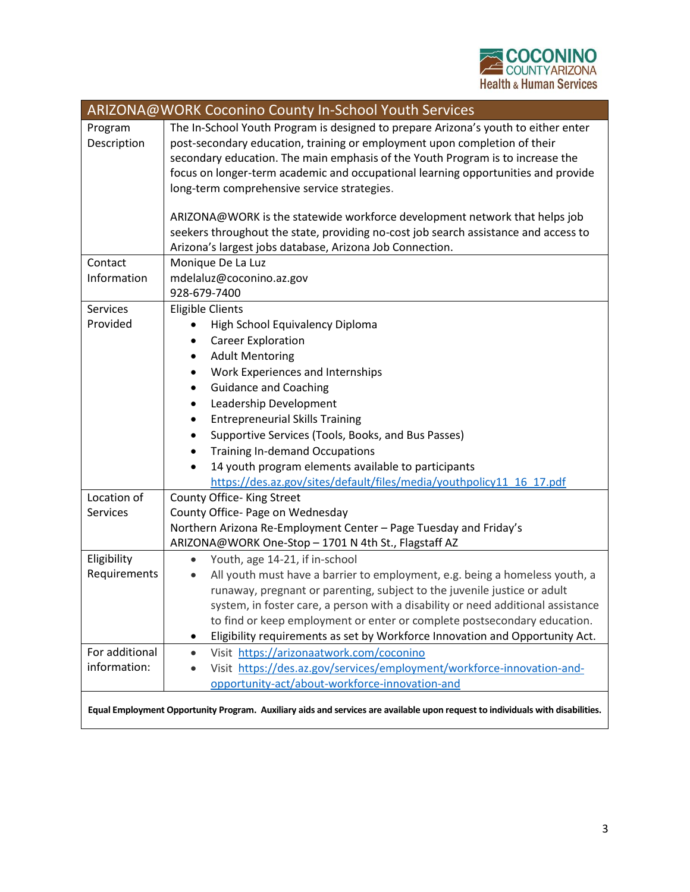| ARIZONA@WORK Coconino County In-School Youth Services | |
|---|---|
| Program Description | The In-School Youth Program is designed to prepare Arizona's youth to either enter post-secondary education, training or employment upon completion of their secondary education. The main emphasis of the Youth Program is to increase the focus on longer-term academic and occupational learning opportunities and provide long-term comprehensive service strategies.<br><br>ARIZONA@WORK is the statewide workforce development network that helps job seekers throughout the state, providing no-cost job search assistance and access to Arizona's largest jobs database, Arizona Job Connection. |
| Contact Information | Monique De La Luz<br>mdelaluz@coconino.az.gov<br>928-679-7400 |
| Services Provided | Eligible Clients<br>• High School Equivalency Diploma<br>• Career Exploration<br>• Adult Mentoring<br>• Work Experiences and Internships<br>• Guidance and Coaching<br>• Leadership Development<br>• Entrepreneurial Skills Training<br>• Supportive Services (Tools, Books, and Bus Passes)<br>• Training In-demand Occupations<br>• 14 youth program elements available to participants https://des.az.gov/sites/default/files/media/youthpolicy11_16_17.pdf |
| Location of Services | County Office- King Street<br>County Office- Page on Wednesday<br>Northern Arizona Re-Employment Center – Page Tuesday and Friday's<br>ARIZONA@WORK One-Stop – 1701 N 4th St., Flagstaff AZ |
| Eligibility Requirements | • Youth, age 14-21, if in-school<br>• All youth must have a barrier to employment, e.g. being a homeless youth, a runaway, pregnant or parenting, subject to the juvenile justice or adult system, in foster care, a person with a disability or need additional assistance to find or keep employment or enter or complete postsecondary education.<br>• Eligibility requirements as set by Workforce Innovation and Opportunity Act. |
| For additional information: | • Visit https://arizonaatwork.com/coconino<br>• Visit https://des.az.gov/services/employment/workforce-innovation-and-opportunity-act/about-workforce-innovation-and |

**Equal Employment Opportunity Program. Auxiliary aids and services are available upon request to individuals with disabilities.**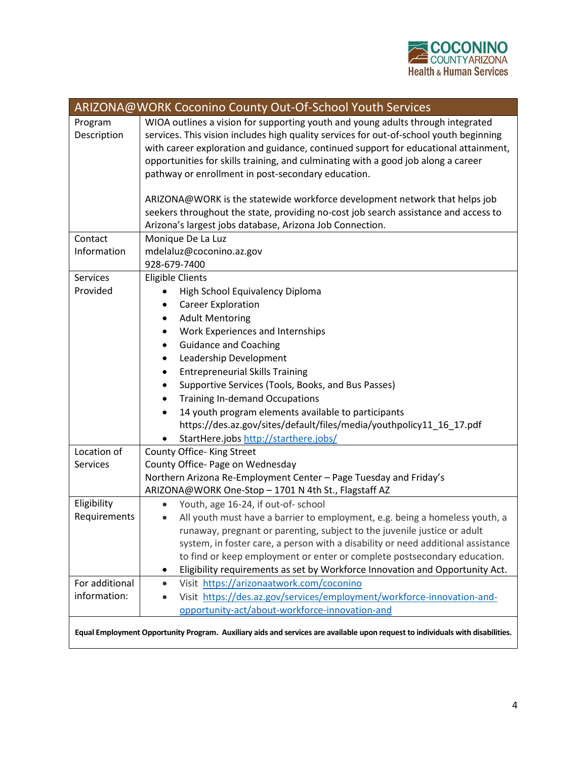| ARIZONA@WORK Coconino County Out-Of-School Youth Services | |
|---|---|
| Program Description | WIOA outlines a vision for supporting youth and young adults through integrated services. This vision includes high quality services for out-of-school youth beginning with career exploration and guidance, continued support for educational attainment, opportunities for skills training, and culminating with a good job along a career pathway or enrollment in post-secondary education.<br><br>ARIZONA@WORK is the statewide workforce development network that helps job seekers throughout the state, providing no-cost job search assistance and access to Arizona's largest jobs database, Arizona Job Connection. |
| Contact Information | Monique De La Luz<br>mdelaluz@coconino.az.gov<br>928-679-7400 |
| Services Provided | Eligible Clients<br>• High School Equivalency Diploma<br>• Career Exploration<br>• Adult Mentoring<br>• Work Experiences and Internships<br>• Guidance and Coaching<br>• Leadership Development<br>• Entrepreneurial Skills Training<br>• Supportive Services (Tools, Books, and Bus Passes)<br>• Training In-demand Occupations<br>• 14 youth program elements available to participants https://des.az.gov/sites/default/files/media/youthpolicy11_16_17.pdf<br>• StartHere.jobs http://starthere.jobs/ |
| Location of Services | County Office- King Street<br>County Office- Page on Wednesday<br>Northern Arizona Re-Employment Center – Page Tuesday and Friday's<br>ARIZONA@WORK One-Stop – 1701 N 4th St., Flagstaff AZ |
| Eligibility Requirements | • Youth, age 16-24, if out-of- school<br>• All youth must have a barrier to employment, e.g. being a homeless youth, a runaway, pregnant or parenting, subject to the juvenile justice or adult system, in foster care, a person with a disability or need additional assistance to find or keep employment or enter or complete postsecondary education.<br>• Eligibility requirements as set by Workforce Innovation and Opportunity Act. |
| For additional information: | • Visit https://arizonaatwork.com/coconino<br>• Visit https://des.az.gov/services/employment/workforce-innovation-and-opportunity-act/about-workforce-innovation-and |

**Equal Employment Opportunity Program. Auxiliary aids and services are available upon request to individuals with disabilities.**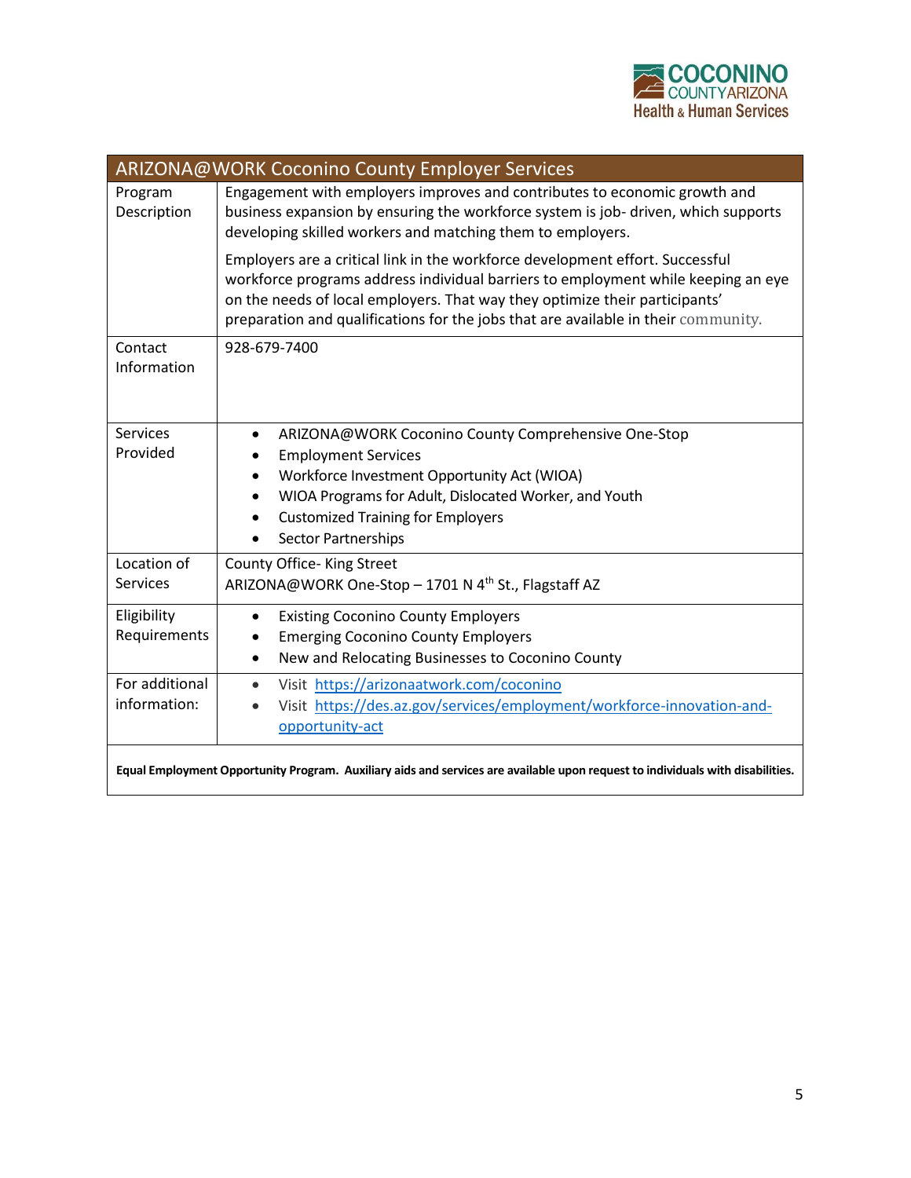| ARIZONA@WORK Coconino County Employer Services | |
|---|---|
| Program Description | Engagement with employers improves and contributes to economic growth and business expansion by ensuring the workforce system is job- driven, which supports developing skilled workers and matching them to employers.<br><br>Employers are a critical link in the workforce development effort. Successful workforce programs address individual barriers to employment while keeping an eye on the needs of local employers. That way they optimize their participants' preparation and qualifications for the jobs that are available in their community. |
| Contact Information | 928-679-7400 |
| Services Provided | • ARIZONA@WORK Coconino County Comprehensive One-Stop<br>• Employment Services<br>• Workforce Investment Opportunity Act (WIOA)<br>• WIOA Programs for Adult, Dislocated Worker, and Youth<br>• Customized Training for Employers<br>• Sector Partnerships |
| Location of Services | County Office- King Street<br>ARIZONA@WORK One-Stop – 1701 N 4th St., Flagstaff AZ |
| Eligibility Requirements | • Existing Coconino County Employers<br>• Emerging Coconino County Employers<br>• New and Relocating Businesses to Coconino County |
| For additional information: | • Visit https://arizonaatwork.com/coconino<br>• Visit https://des.az.gov/services/employment/workforce-innovation-and-opportunity-act |

**Equal Employment Opportunity Program. Auxiliary aids and services are available upon request to individuals with disabilities.**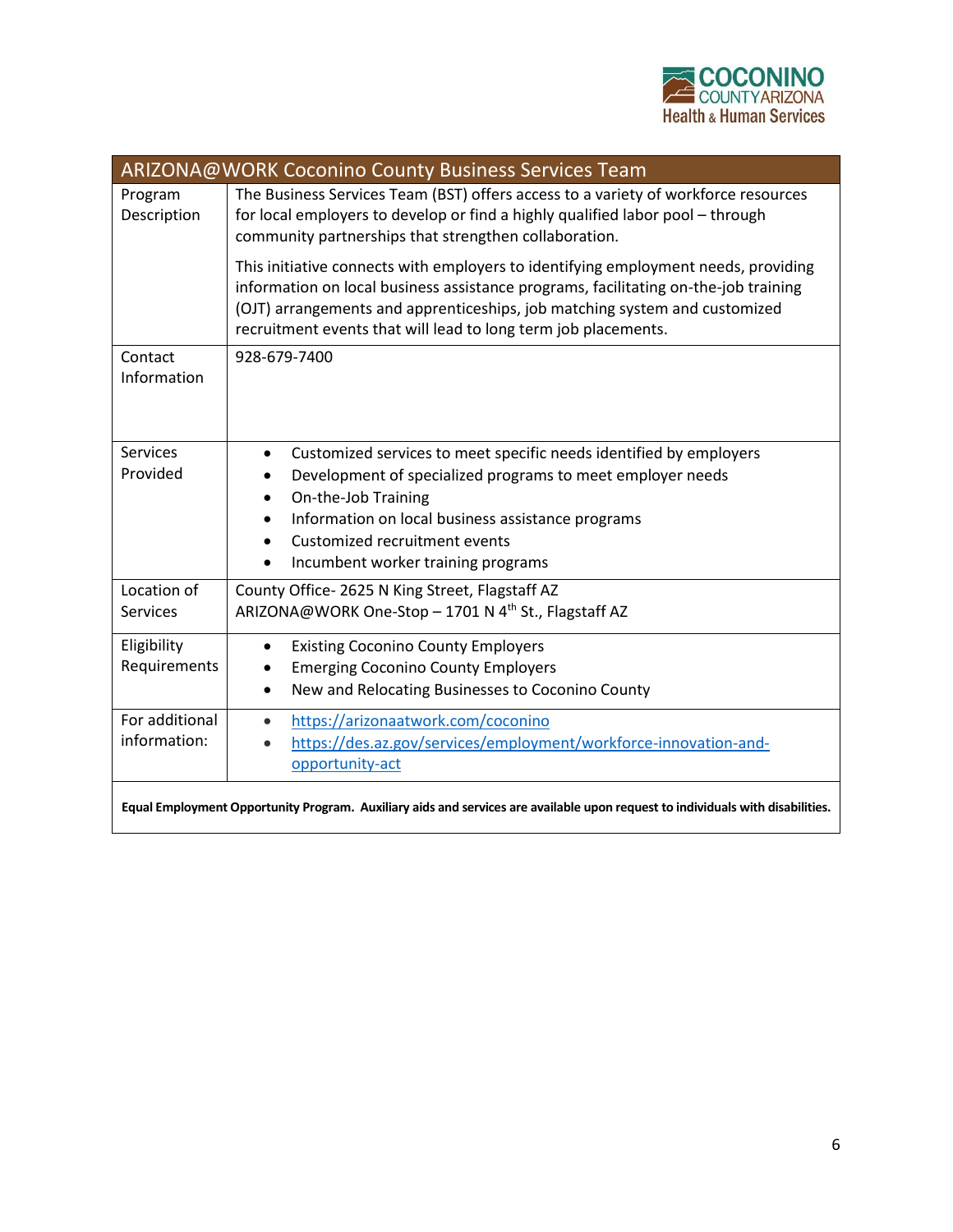| ARIZONA@WORK Coconino County Business Services Team | |
|---|---|
| Program Description | The Business Services Team (BST) offers access to a variety of workforce resources for local employers to develop or find a highly qualified labor pool – through community partnerships that strengthen collaboration.<br><br>This initiative connects with employers to identifying employment needs, providing information on local business assistance programs, facilitating on-the-job training (OJT) arrangements and apprenticeships, job matching system and customized recruitment events that will lead to long term job placements. |
| Contact Information | 928-679-7400 |
| Services Provided | • Customized services to meet specific needs identified by employers<br>• Development of specialized programs to meet employer needs<br>• On-the-Job Training<br>• Information on local business assistance programs<br>• Customized recruitment events<br>• Incumbent worker training programs |
| Location of Services | County Office- 2625 N King Street, Flagstaff AZ<br>ARIZONA@WORK One-Stop – 1701 N 4th St., Flagstaff AZ |
| Eligibility Requirements | • Existing Coconino County Employers<br>• Emerging Coconino County Employers<br>• New and Relocating Businesses to Coconino County |
| For additional information: | • https://arizonaatwork.com/coconino<br>• https://des.az.gov/services/employment/workforce-innovation-and-opportunity-act |

**Equal Employment Opportunity Program. Auxiliary aids and services are available upon request to individuals with disabilities.**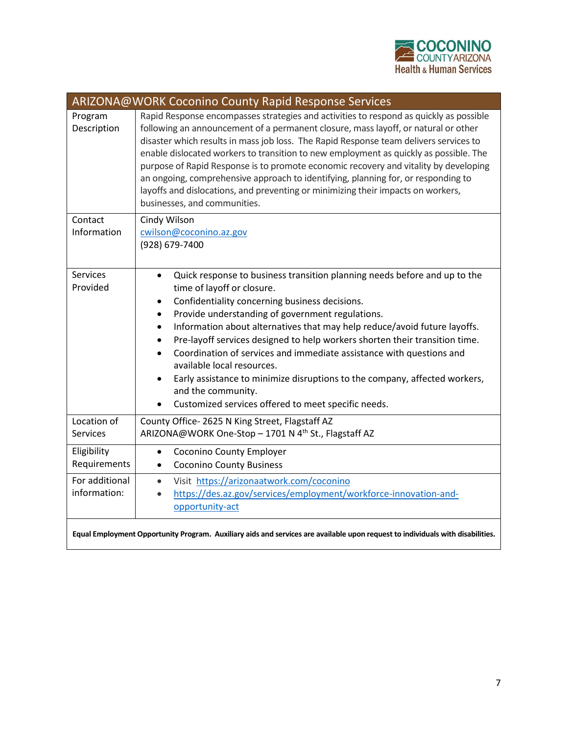| ARIZONA@WORK Coconino County Rapid Response Services | |
|---|---|
| Program Description | Rapid Response encompasses strategies and activities to respond as quickly as possible following an announcement of a permanent closure, mass layoff, or natural or other disaster which results in mass job loss. The Rapid Response team delivers services to enable dislocated workers to transition to new employment as quickly as possible. The purpose of Rapid Response is to promote economic recovery and vitality by developing an ongoing, comprehensive approach to identifying, planning for, or responding to layoffs and dislocations, and preventing or minimizing their impacts on workers, businesses, and communities. |
| Contact Information | Cindy Wilson<br>cwilson@coconino.az.gov<br>(928) 679-7400 |
| Services Provided | • Quick response to business transition planning needs before and up to the time of layoff or closure.<br>• Confidentiality concerning business decisions.<br>• Provide understanding of government regulations.<br>• Information about alternatives that may help reduce/avoid future layoffs.<br>• Pre-layoff services designed to help workers shorten their transition time.<br>• Coordination of services and immediate assistance with questions and available local resources.<br>• Early assistance to minimize disruptions to the company, affected workers, and the community.<br>• Customized services offered to meet specific needs. |
| Location of Services | County Office- 2625 N King Street, Flagstaff AZ<br>ARIZONA@WORK One-Stop – 1701 N 4th St., Flagstaff AZ |
| Eligibility Requirements | • Coconino County Employer<br>• Coconino County Business |
| For additional information: | • Visit https://arizonaatwork.com/coconino<br>• https://des.az.gov/services/employment/workforce-innovation-and-opportunity-act |

**Equal Employment Opportunity Program. Auxiliary aids and services are available upon request to individuals with disabilities.**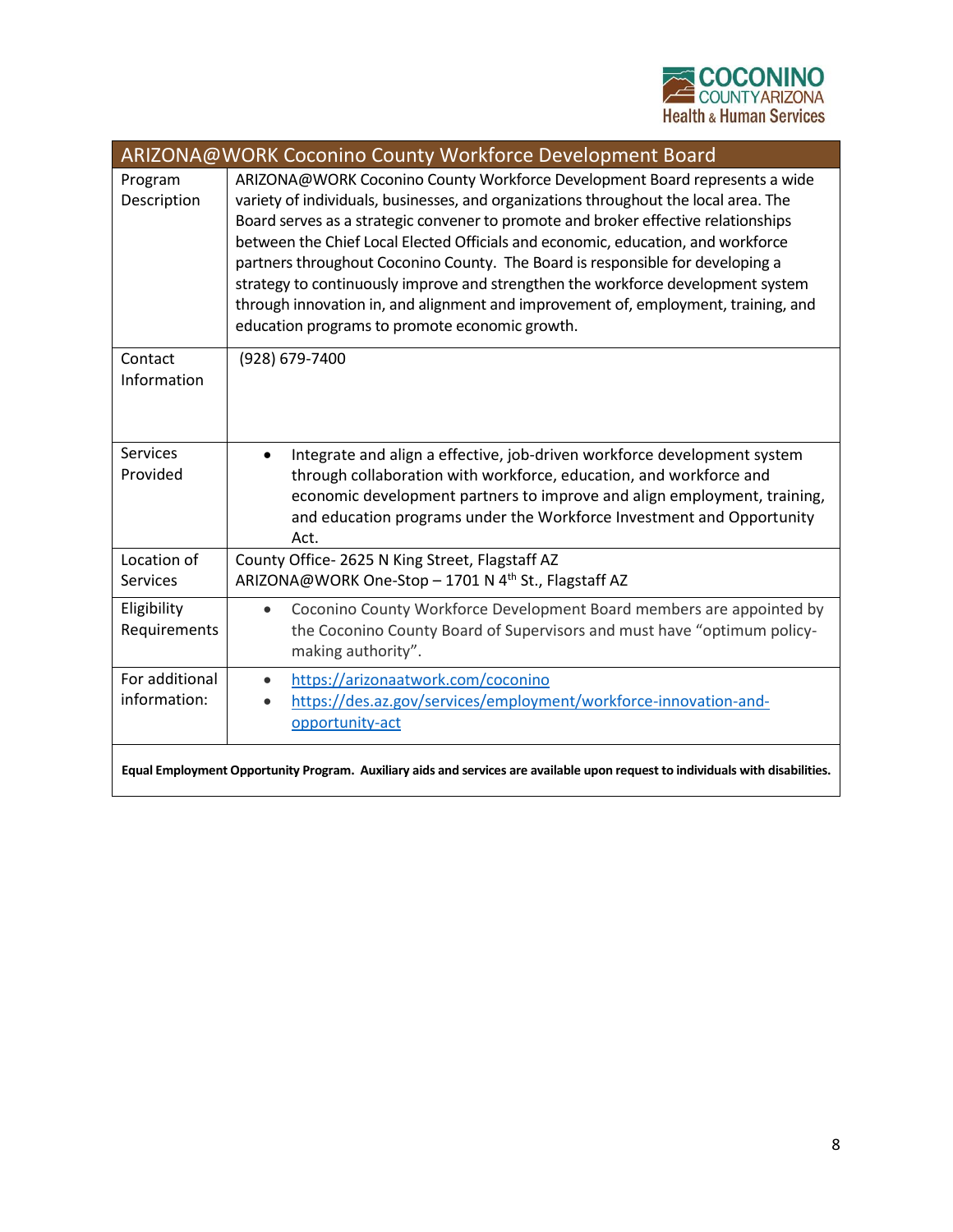| ARIZONA@WORK Coconino County Workforce Development Board | |
|---|---|
| Program Description | ARIZONA@WORK Coconino County Workforce Development Board represents a wide variety of individuals, businesses, and organizations throughout the local area. The Board serves as a strategic convener to promote and broker effective relationships between the Chief Local Elected Officials and economic, education, and workforce partners throughout Coconino County. The Board is responsible for developing a strategy to continuously improve and strengthen the workforce development system through innovation in, and alignment and improvement of, employment, training, and education programs to promote economic growth. |
| Contact Information | (928) 679-7400 |
| Services Provided | • Integrate and align a effective, job-driven workforce development system through collaboration with workforce, education, and workforce and economic development partners to improve and align employment, training, and education programs under the Workforce Investment and Opportunity Act. |
| Location of Services | County Office- 2625 N King Street, Flagstaff AZ<br>ARIZONA@WORK One-Stop – 1701 N 4th St., Flagstaff AZ |
| Eligibility Requirements | • Coconino County Workforce Development Board members are appointed by the Coconino County Board of Supervisors and must have "optimum policy-making authority". |
| For additional information: | • https://arizonaatwork.com/coconino<br>• https://des.az.gov/services/employment/workforce-innovation-and-opportunity-act |

**Equal Employment Opportunity Program. Auxiliary aids and services are available upon request to individuals with disabilities.**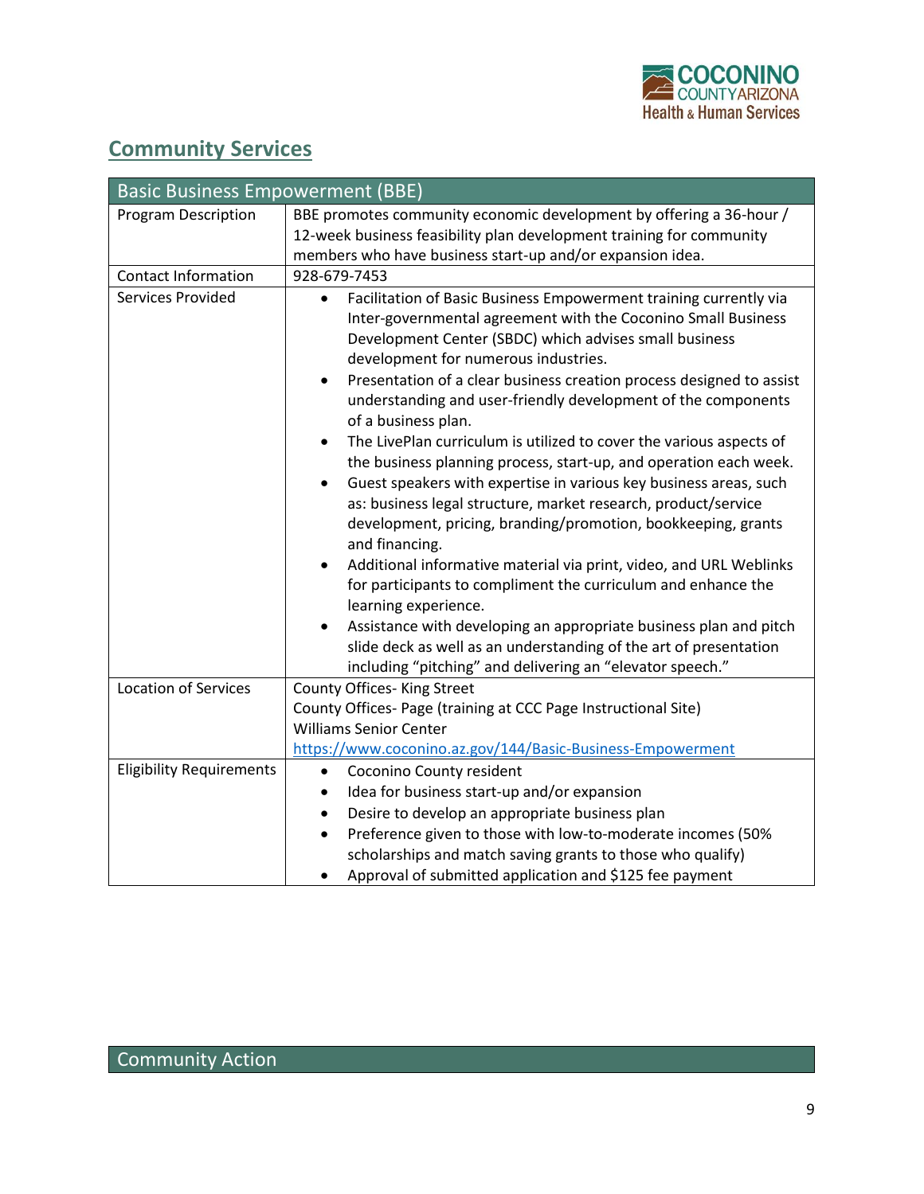## Community Services

| Basic Business Empowerment (BBE) | |
|---|---|
| Program Description | BBE promotes community economic development by offering a 36-hour / 12-week business feasibility plan development training for community members who have business start-up and/or expansion idea. |
| Contact Information | 928-679-7453 |
| Services Provided | • Facilitation of Basic Business Empowerment training currently via Inter-governmental agreement with the Coconino Small Business Development Center (SBDC) which advises small business development for numerous industries.<br>• Presentation of a clear business creation process designed to assist understanding and user-friendly development of the components of a business plan.<br>• The LivePlan curriculum is utilized to cover the various aspects of the business planning process, start-up, and operation each week.<br>• Guest speakers with expertise in various key business areas, such as: business legal structure, market research, product/service development, pricing, branding/promotion, bookkeeping, grants and financing.<br>• Additional informative material via print, video, and URL Weblinks for participants to compliment the curriculum and enhance the learning experience.<br>• Assistance with developing an appropriate business plan and pitch slide deck as well as an understanding of the art of presentation including "pitching" and delivering an "elevator speech." |
| Location of Services | County Offices- King Street<br>County Offices- Page (training at CCC Page Instructional Site)<br>Williams Senior Center<br>https://www.coconino.az.gov/144/Basic-Business-Empowerment |
| Eligibility Requirements | • Coconino County resident<br>• Idea for business start-up and/or expansion<br>• Desire to develop an appropriate business plan<br>• Preference given to those with low-to-moderate incomes (50% scholarships and match saving grants to those who qualify)<br>• Approval of submitted application and $125 fee payment |

| Community Action |
|---|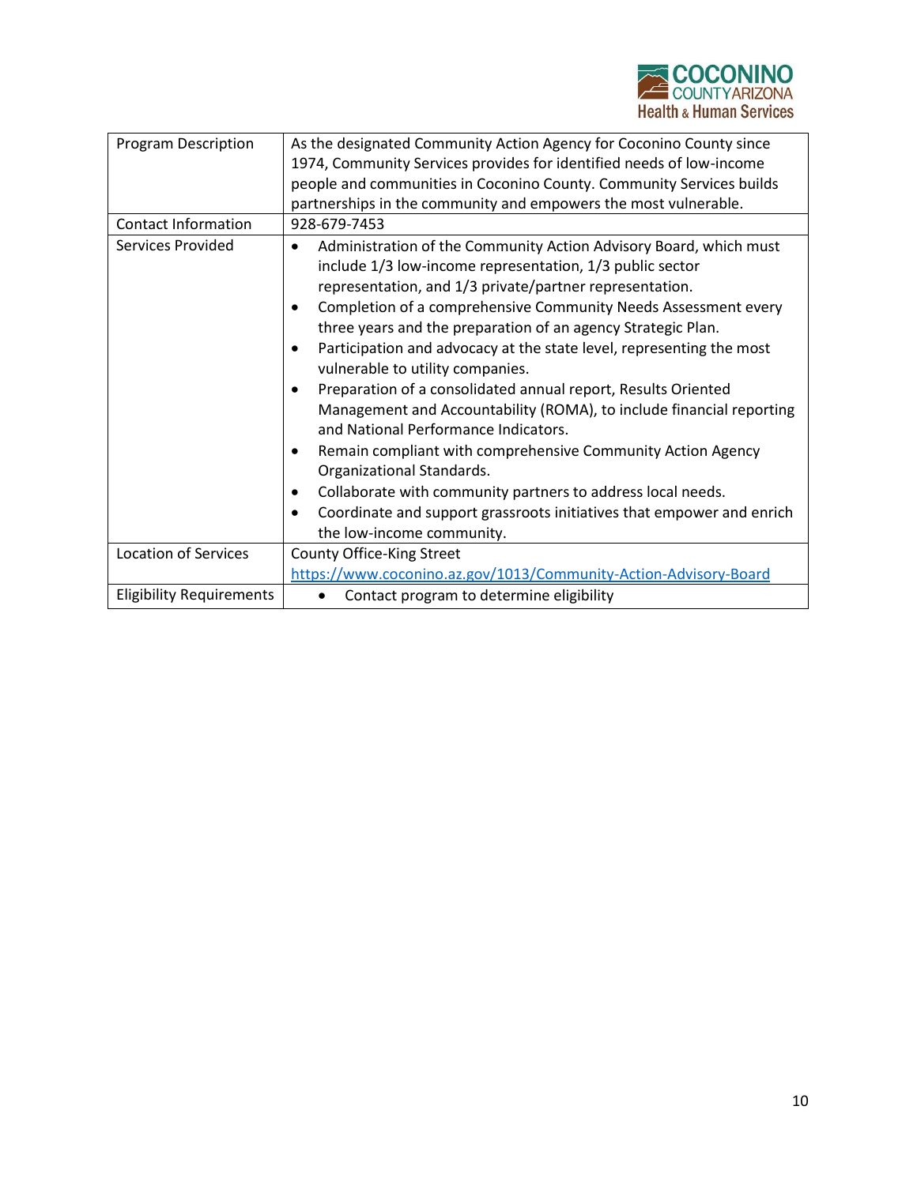| Program Description | As the designated Community Action Agency for Coconino County since 1974, Community Services provides for identified needs of low-income people and communities in Coconino County. Community Services builds partnerships in the community and empowers the most vulnerable. |
|---|---|
| Contact Information | 928-679-7453 |
| Services Provided | • Administration of the Community Action Advisory Board, which must include 1/3 low-income representation, 1/3 public sector representation, and 1/3 private/partner representation.<br>• Completion of a comprehensive Community Needs Assessment every three years and the preparation of an agency Strategic Plan.<br>• Participation and advocacy at the state level, representing the most vulnerable to utility companies.<br>• Preparation of a consolidated annual report, Results Oriented Management and Accountability (ROMA), to include financial reporting and National Performance Indicators.<br>• Remain compliant with comprehensive Community Action Agency Organizational Standards.<br>• Collaborate with community partners to address local needs.<br>• Coordinate and support grassroots initiatives that empower and enrich the low-income community. |
| Location of Services | County Office-King Street<br>https://www.coconino.az.gov/1013/Community-Action-Advisory-Board |
| Eligibility Requirements | • Contact program to determine eligibility |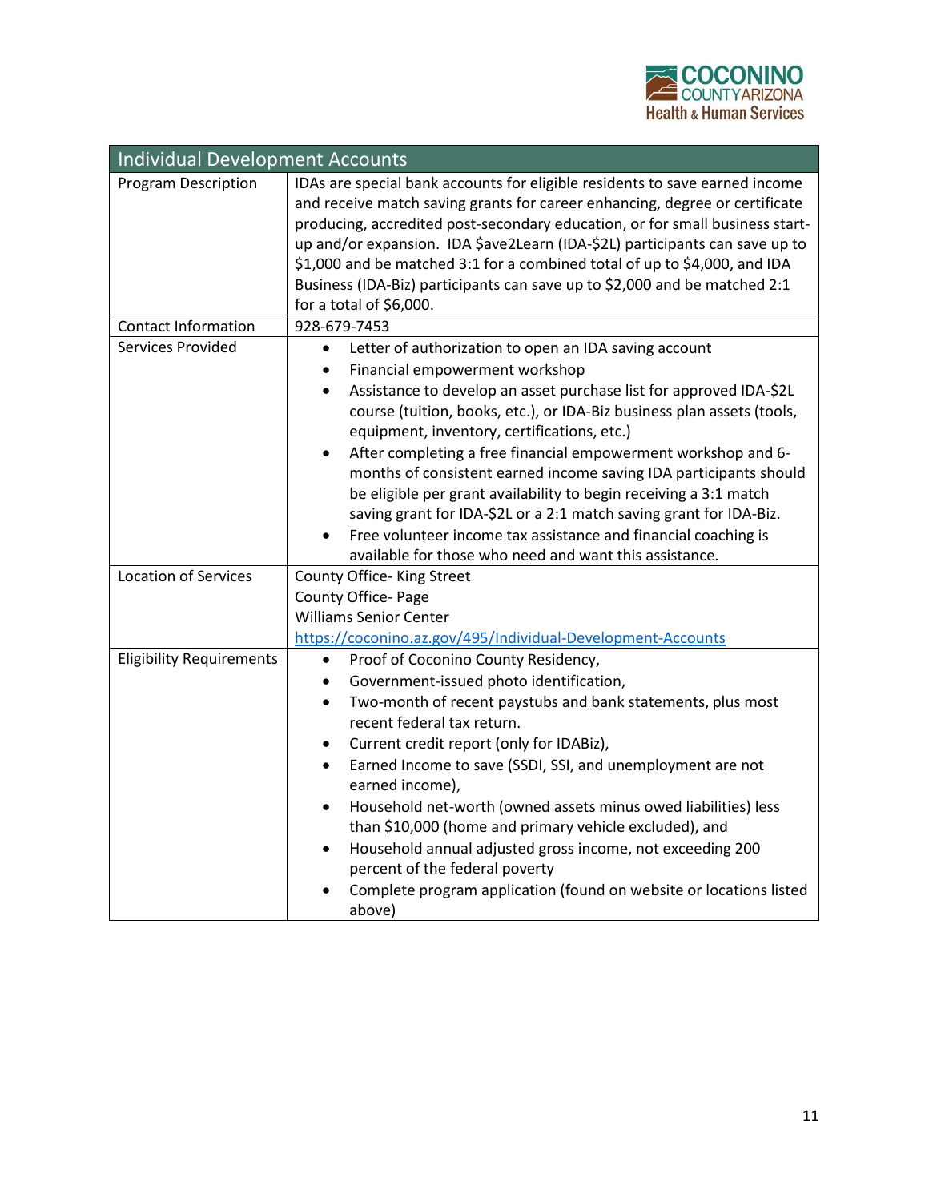| Individual Development Accounts | |
|---|---|
| Program Description | IDAs are special bank accounts for eligible residents to save earned income and receive match saving grants for career enhancing, degree or certificate producing, accredited post-secondary education, or for small business start-up and/or expansion. IDA $ave2Learn (IDA-$2L) participants can save up to $1,000 and be matched 3:1 for a combined total of up to $4,000, and IDA Business (IDA-Biz) participants can save up to $2,000 and be matched 2:1 for a total of $6,000. |
| Contact Information | 928-679-7453 |
| Services Provided | • Letter of authorization to open an IDA saving account<br>• Financial empowerment workshop<br>• Assistance to develop an asset purchase list for approved IDA-$2L course (tuition, books, etc.), or IDA-Biz business plan assets (tools, equipment, inventory, certifications, etc.)<br>• After completing a free financial empowerment workshop and 6-months of consistent earned income saving IDA participants should be eligible per grant availability to begin receiving a 3:1 match saving grant for IDA-$2L or a 2:1 match saving grant for IDA-Biz.<br>• Free volunteer income tax assistance and financial coaching is available for those who need and want this assistance. |
| Location of Services | County Office- King Street<br>County Office- Page<br>Williams Senior Center<br>https://coconino.az.gov/495/Individual-Development-Accounts |
| Eligibility Requirements | • Proof of Coconino County Residency,<br>• Government-issued photo identification,<br>• Two-month of recent paystubs and bank statements, plus most recent federal tax return.<br>• Current credit report (only for IDABiz),<br>• Earned Income to save (SSDI, SSI, and unemployment are not earned income),<br>• Household net-worth (owned assets minus owed liabilities) less than $10,000 (home and primary vehicle excluded), and<br>• Household annual adjusted gross income, not exceeding 200 percent of the federal poverty<br>• Complete program application (found on website or locations listed above) |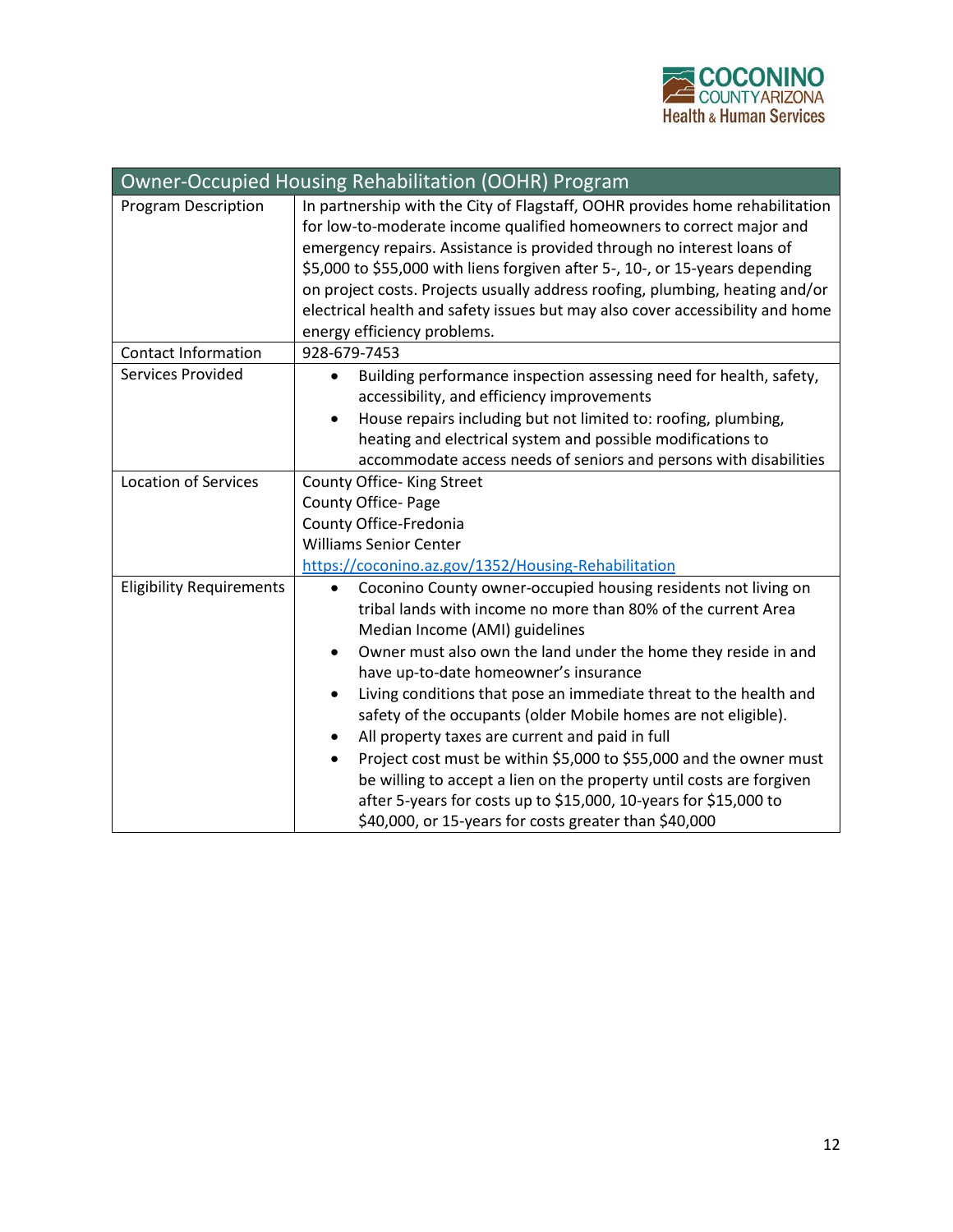| Owner-Occupied Housing Rehabilitation (OOHR) Program | |
|---|---|
| Program Description | In partnership with the City of Flagstaff, OOHR provides home rehabilitation for low-to-moderate income qualified homeowners to correct major and emergency repairs. Assistance is provided through no interest loans of $5,000 to $55,000 with liens forgiven after 5-, 10-, or 15-years depending on project costs. Projects usually address roofing, plumbing, heating and/or electrical health and safety issues but may also cover accessibility and home energy efficiency problems. |
| Contact Information | 928-679-7453 |
| Services Provided | • Building performance inspection assessing need for health, safety, accessibility, and efficiency improvements<br>• House repairs including but not limited to: roofing, plumbing, heating and electrical system and possible modifications to accommodate access needs of seniors and persons with disabilities |
| Location of Services | County Office- King Street<br>County Office- Page<br>County Office-Fredonia<br>Williams Senior Center<br>https://coconino.az.gov/1352/Housing-Rehabilitation |
| Eligibility Requirements | • Coconino County owner-occupied housing residents not living on tribal lands with income no more than 80% of the current Area Median Income (AMI) guidelines<br>• Owner must also own the land under the home they reside in and have up-to-date homeowner's insurance<br>• Living conditions that pose an immediate threat to the health and safety of the occupants (older Mobile homes are not eligible).<br>• All property taxes are current and paid in full<br>• Project cost must be within $5,000 to $55,000 and the owner must be willing to accept a lien on the property until costs are forgiven after 5-years for costs up to $15,000, 10-years for $15,000 to $40,000, or 15-years for costs greater than $40,000 |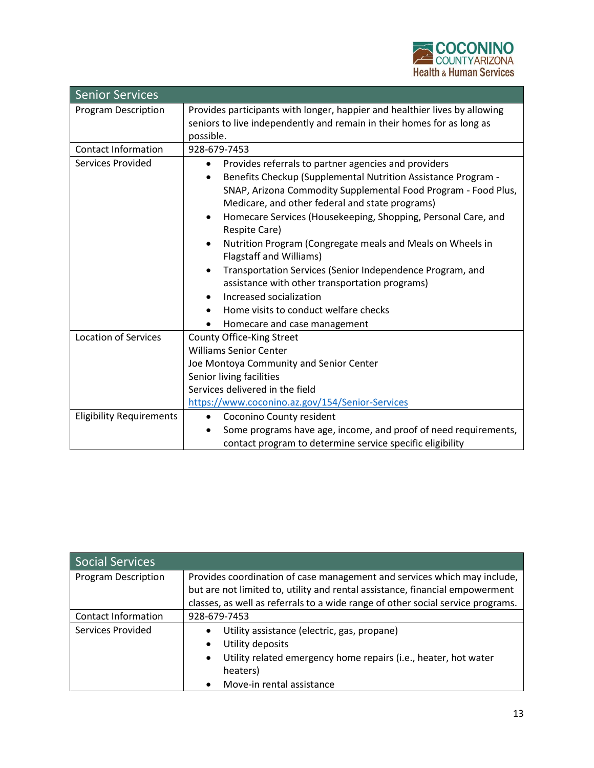| Senior Services | |
|---|---|
| Program Description | Provides participants with longer, happier and healthier lives by allowing seniors to live independently and remain in their homes for as long as possible. |
| Contact Information | 928-679-7453 |
| Services Provided | • Provides referrals to partner agencies and providers<br>• Benefits Checkup (Supplemental Nutrition Assistance Program - SNAP, Arizona Commodity Supplemental Food Program - Food Plus, Medicare, and other federal and state programs)<br>• Homecare Services (Housekeeping, Shopping, Personal Care, and Respite Care)<br>• Nutrition Program (Congregate meals and Meals on Wheels in Flagstaff and Williams)<br>• Transportation Services (Senior Independence Program, and assistance with other transportation programs)<br>• Increased socialization<br>• Home visits to conduct welfare checks<br>• Homecare and case management |
| Location of Services | County Office-King Street<br>Williams Senior Center<br>Joe Montoya Community and Senior Center<br>Senior living facilities<br>Services delivered in the field<br>https://www.coconino.az.gov/154/Senior-Services |
| Eligibility Requirements | • Coconino County resident<br>• Some programs have age, income, and proof of need requirements, contact program to determine service specific eligibility |

| Social Services | |
|---|---|
| Program Description | Provides coordination of case management and services which may include, but are not limited to, utility and rental assistance, financial empowerment classes, as well as referrals to a wide range of other social service programs. |
| Contact Information | 928-679-7453 |
| Services Provided | • Utility assistance (electric, gas, propane)<br>• Utility deposits<br>• Utility related emergency home repairs (i.e., heater, hot water heaters)<br>• Move-in rental assistance |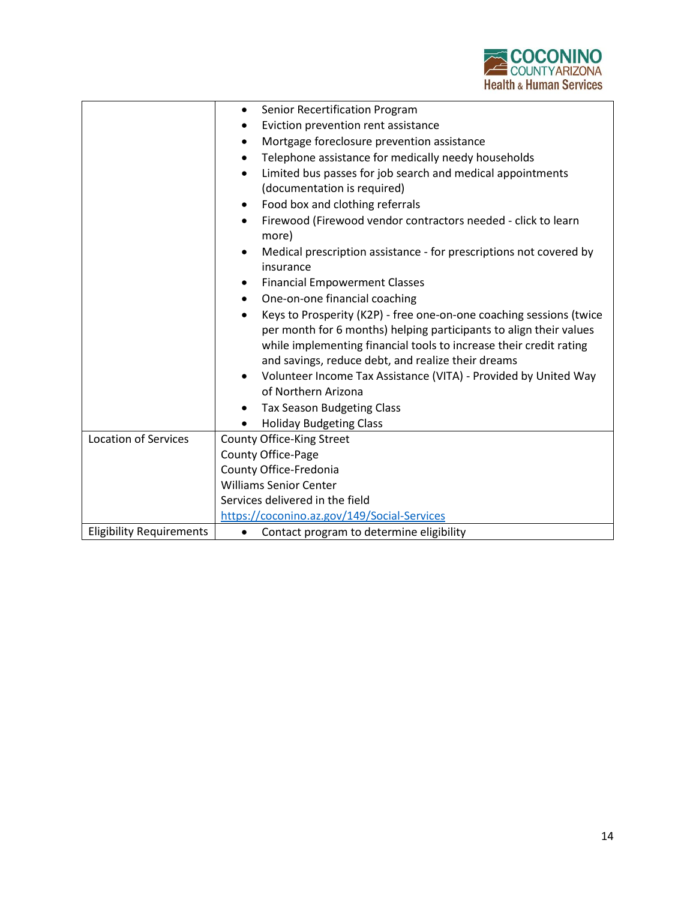| | |
|---|---|
| | • Senior Recertification Program<br>• Eviction prevention rent assistance<br>• Mortgage foreclosure prevention assistance<br>• Telephone assistance for medically needy households<br>• Limited bus passes for job search and medical appointments (documentation is required)<br>• Food box and clothing referrals<br>• Firewood (Firewood vendor contractors needed - click to learn more)<br>• Medical prescription assistance - for prescriptions not covered by insurance<br>• Financial Empowerment Classes<br>• One-on-one financial coaching<br>• Keys to Prosperity (K2P) - free one-on-one coaching sessions (twice per month for 6 months) helping participants to align their values while implementing financial tools to increase their credit rating and savings, reduce debt, and realize their dreams<br>• Volunteer Income Tax Assistance (VITA) - Provided by United Way of Northern Arizona<br>• Tax Season Budgeting Class<br>• Holiday Budgeting Class |
| Location of Services | County Office-King Street<br>County Office-Page<br>County Office-Fredonia<br>Williams Senior Center<br>Services delivered in the field<br>https://coconino.az.gov/149/Social-Services |
| Eligibility Requirements | • Contact program to determine eligibility |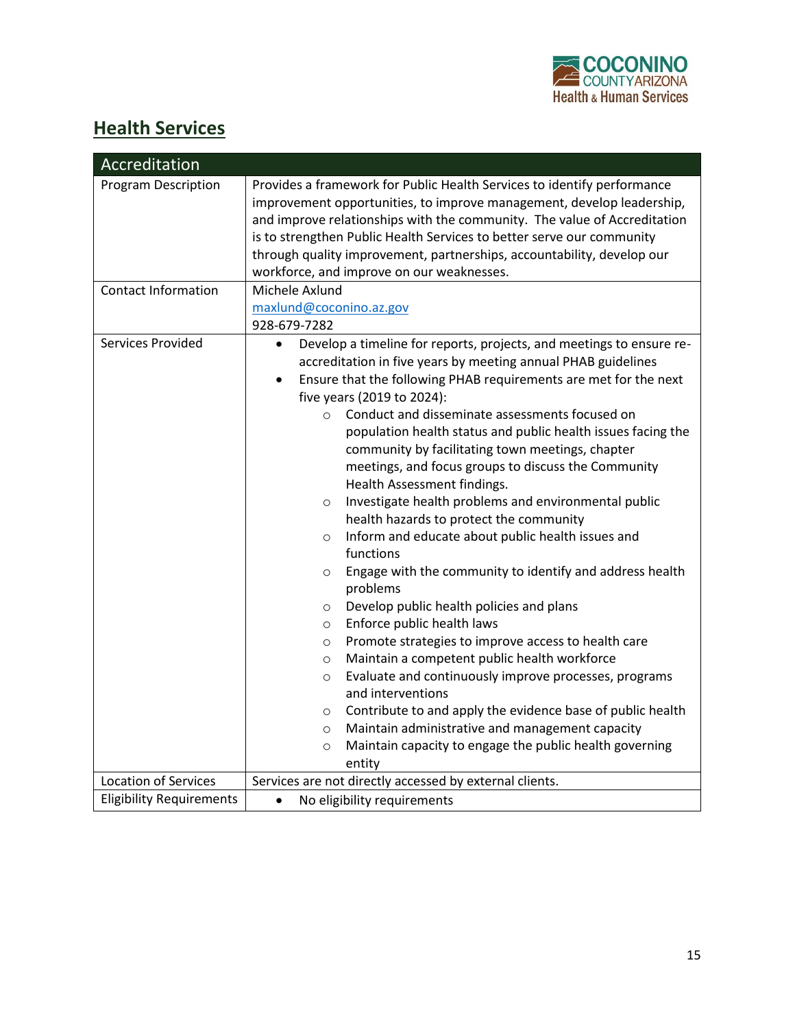## Health Services

| Accreditation | |
|---|---|
| Program Description | Provides a framework for Public Health Services to identify performance improvement opportunities, to improve management, develop leadership, and improve relationships with the community. The value of Accreditation is to strengthen Public Health Services to better serve our community through quality improvement, partnerships, accountability, develop our workforce, and improve on our weaknesses. |
| Contact Information | Michele Axlund<br>maxlund@coconino.az.gov<br>928-679-7282 |
| Services Provided | • Develop a timeline for reports, projects, and meetings to ensure re-accreditation in five years by meeting annual PHAB guidelines<br>• Ensure that the following PHAB requirements are met for the next five years (2019 to 2024):<br>&nbsp;&nbsp;&nbsp;&nbsp;○ Conduct and disseminate assessments focused on population health status and public health issues facing the community by facilitating town meetings, chapter meetings, and focus groups to discuss the Community Health Assessment findings.<br>&nbsp;&nbsp;&nbsp;&nbsp;○ Investigate health problems and environmental public health hazards to protect the community<br>&nbsp;&nbsp;&nbsp;&nbsp;○ Inform and educate about public health issues and functions<br>&nbsp;&nbsp;&nbsp;&nbsp;○ Engage with the community to identify and address health problems<br>&nbsp;&nbsp;&nbsp;&nbsp;○ Develop public health policies and plans<br>&nbsp;&nbsp;&nbsp;&nbsp;○ Enforce public health laws<br>&nbsp;&nbsp;&nbsp;&nbsp;○ Promote strategies to improve access to health care<br>&nbsp;&nbsp;&nbsp;&nbsp;○ Maintain a competent public health workforce<br>&nbsp;&nbsp;&nbsp;&nbsp;○ Evaluate and continuously improve processes, programs and interventions<br>&nbsp;&nbsp;&nbsp;&nbsp;○ Contribute to and apply the evidence base of public health<br>&nbsp;&nbsp;&nbsp;&nbsp;○ Maintain administrative and management capacity<br>&nbsp;&nbsp;&nbsp;&nbsp;○ Maintain capacity to engage the public health governing entity |
| Location of Services | Services are not directly accessed by external clients. |
| Eligibility Requirements | • No eligibility requirements |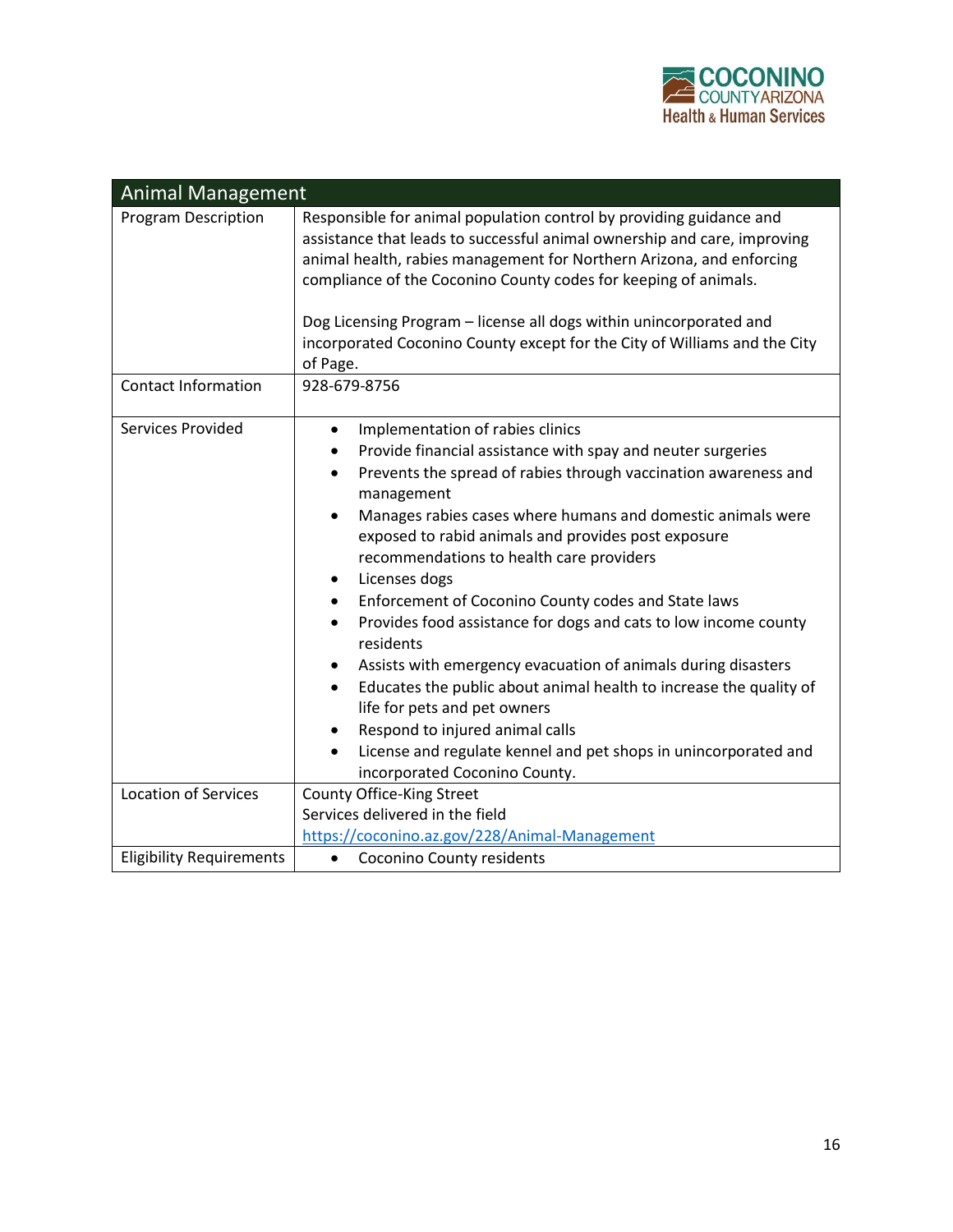| Animal Management | |
|---|---|
| Program Description | Responsible for animal population control by providing guidance and assistance that leads to successful animal ownership and care, improving animal health, rabies management for Northern Arizona, and enforcing compliance of the Coconino County codes for keeping of animals.<br><br>Dog Licensing Program – license all dogs within unincorporated and incorporated Coconino County except for the City of Williams and the City of Page. |
| Contact Information | 928-679-8756 |
| Services Provided | • Implementation of rabies clinics<br>• Provide financial assistance with spay and neuter surgeries<br>• Prevents the spread of rabies through vaccination awareness and management<br>• Manages rabies cases where humans and domestic animals were exposed to rabid animals and provides post exposure recommendations to health care providers<br>• Licenses dogs<br>• Enforcement of Coconino County codes and State laws<br>• Provides food assistance for dogs and cats to low income county residents<br>• Assists with emergency evacuation of animals during disasters<br>• Educates the public about animal health to increase the quality of life for pets and pet owners<br>• Respond to injured animal calls<br>• License and regulate kennel and pet shops in unincorporated and incorporated Coconino County. |
| Location of Services | County Office-King Street<br>Services delivered in the field<br>https://coconino.az.gov/228/Animal-Management |
| Eligibility Requirements | • Coconino County residents |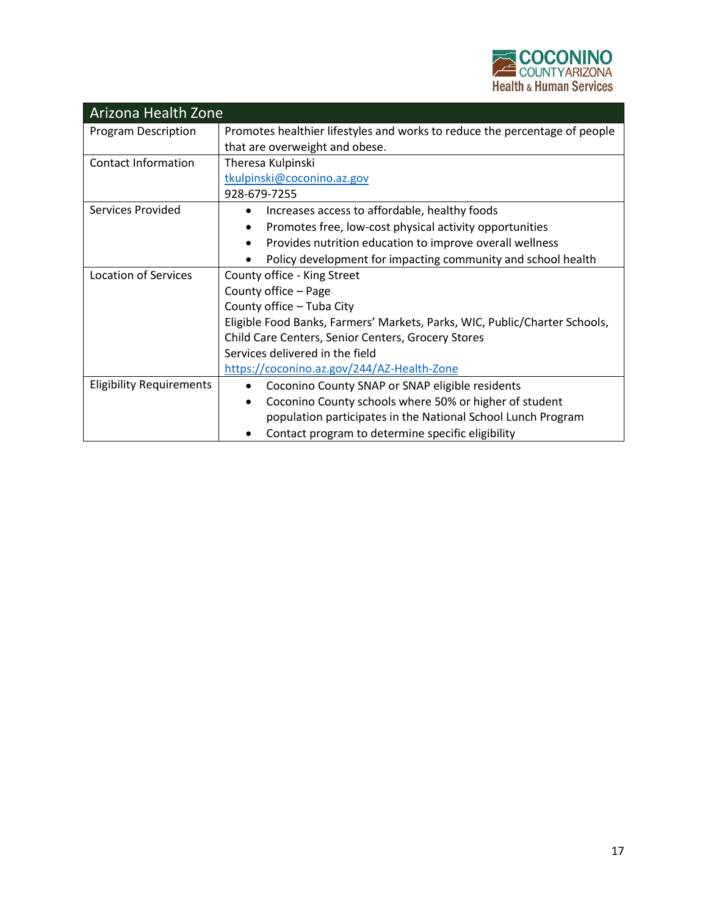| Arizona Health Zone | |
|---|---|
| Program Description | Promotes healthier lifestyles and works to reduce the percentage of people that are overweight and obese. |
| Contact Information | Theresa Kulpinski<br>tkulpinski@coconino.az.gov<br>928-679-7255 |
| Services Provided | • Increases access to affordable, healthy foods<br>• Promotes free, low-cost physical activity opportunities<br>• Provides nutrition education to improve overall wellness<br>• Policy development for impacting community and school health |
| Location of Services | County office - King Street<br>County office – Page<br>County office – Tuba City<br>Eligible Food Banks, Farmers' Markets, Parks, WIC, Public/Charter Schools, Child Care Centers, Senior Centers, Grocery Stores<br>Services delivered in the field<br>https://coconino.az.gov/244/AZ-Health-Zone |
| Eligibility Requirements | • Coconino County SNAP or SNAP eligible residents<br>• Coconino County schools where 50% or higher of student population participates in the National School Lunch Program<br>• Contact program to determine specific eligibility |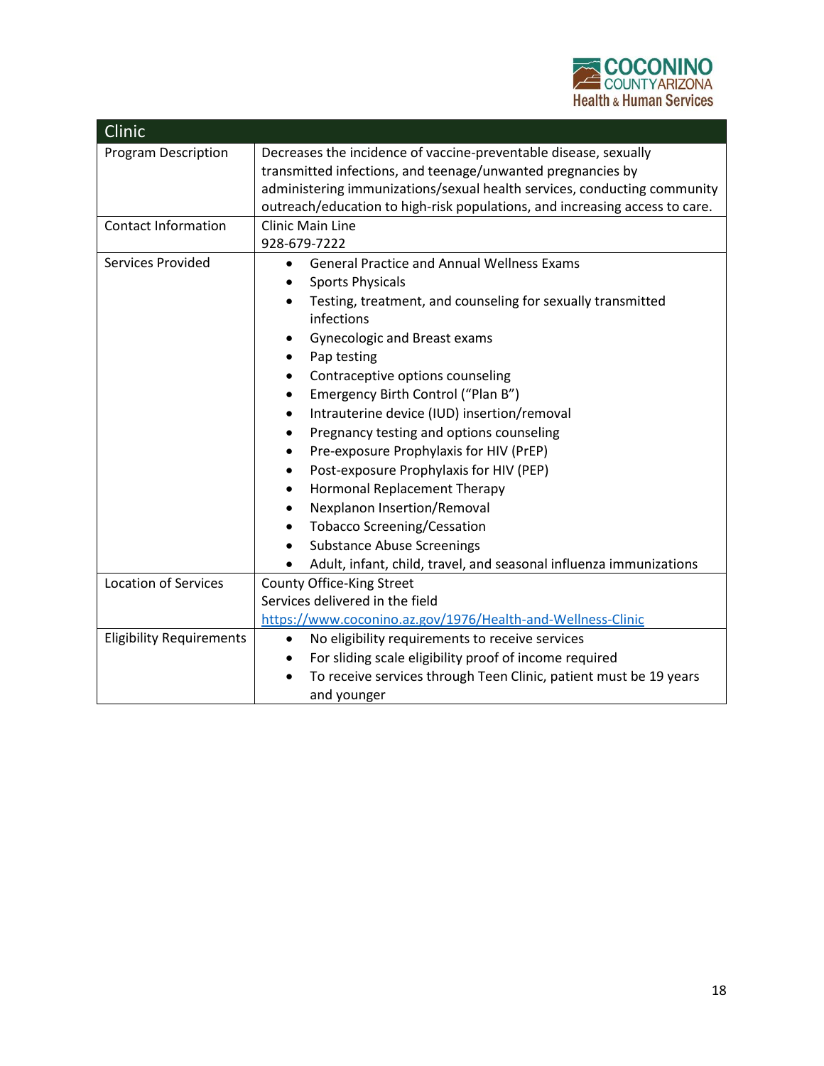| Clinic | |
|---|---|
| Program Description | Decreases the incidence of vaccine-preventable disease, sexually transmitted infections, and teenage/unwanted pregnancies by administering immunizations/sexual health services, conducting community outreach/education to high-risk populations, and increasing access to care. |
| Contact Information | Clinic Main Line<br>928-679-7222 |
| Services Provided | • General Practice and Annual Wellness Exams<br>• Sports Physicals<br>• Testing, treatment, and counseling for sexually transmitted infections<br>• Gynecologic and Breast exams<br>• Pap testing<br>• Contraceptive options counseling<br>• Emergency Birth Control ("Plan B")<br>• Intrauterine device (IUD) insertion/removal<br>• Pregnancy testing and options counseling<br>• Pre-exposure Prophylaxis for HIV (PrEP)<br>• Post-exposure Prophylaxis for HIV (PEP)<br>• Hormonal Replacement Therapy<br>• Nexplanon Insertion/Removal<br>• Tobacco Screening/Cessation<br>• Substance Abuse Screenings<br>• Adult, infant, child, travel, and seasonal influenza immunizations |
| Location of Services | County Office-King Street<br>Services delivered in the field<br>https://www.coconino.az.gov/1976/Health-and-Wellness-Clinic |
| Eligibility Requirements | • No eligibility requirements to receive services<br>• For sliding scale eligibility proof of income required<br>• To receive services through Teen Clinic, patient must be 19 years and younger |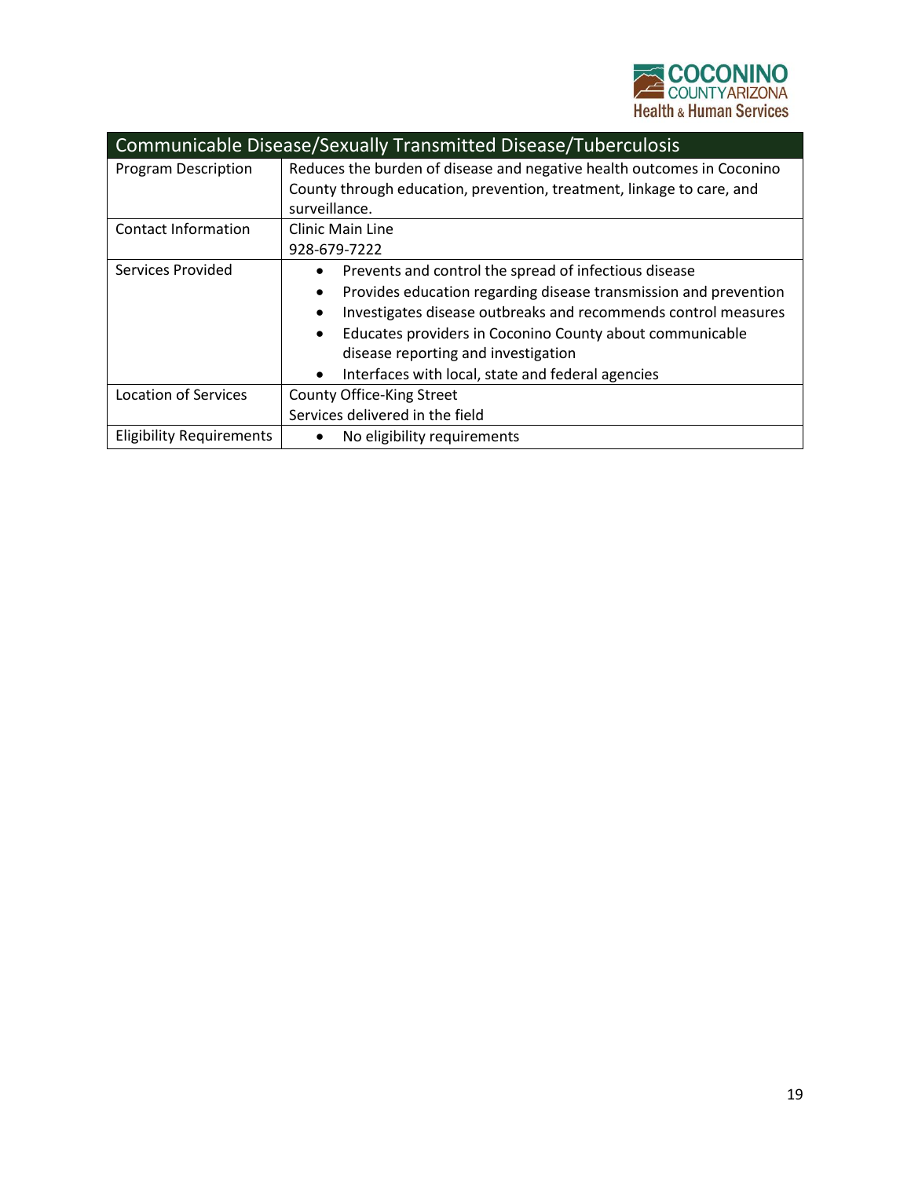| Communicable Disease/Sexually Transmitted Disease/Tuberculosis | |
|---|---|
| Program Description | Reduces the burden of disease and negative health outcomes in Coconino County through education, prevention, treatment, linkage to care, and surveillance. |
| Contact Information | Clinic Main Line<br>928-679-7222 |
| Services Provided | • Prevents and control the spread of infectious disease<br>• Provides education regarding disease transmission and prevention<br>• Investigates disease outbreaks and recommends control measures<br>• Educates providers in Coconino County about communicable disease reporting and investigation<br>• Interfaces with local, state and federal agencies |
| Location of Services | County Office-King Street<br>Services delivered in the field |
| Eligibility Requirements | • No eligibility requirements |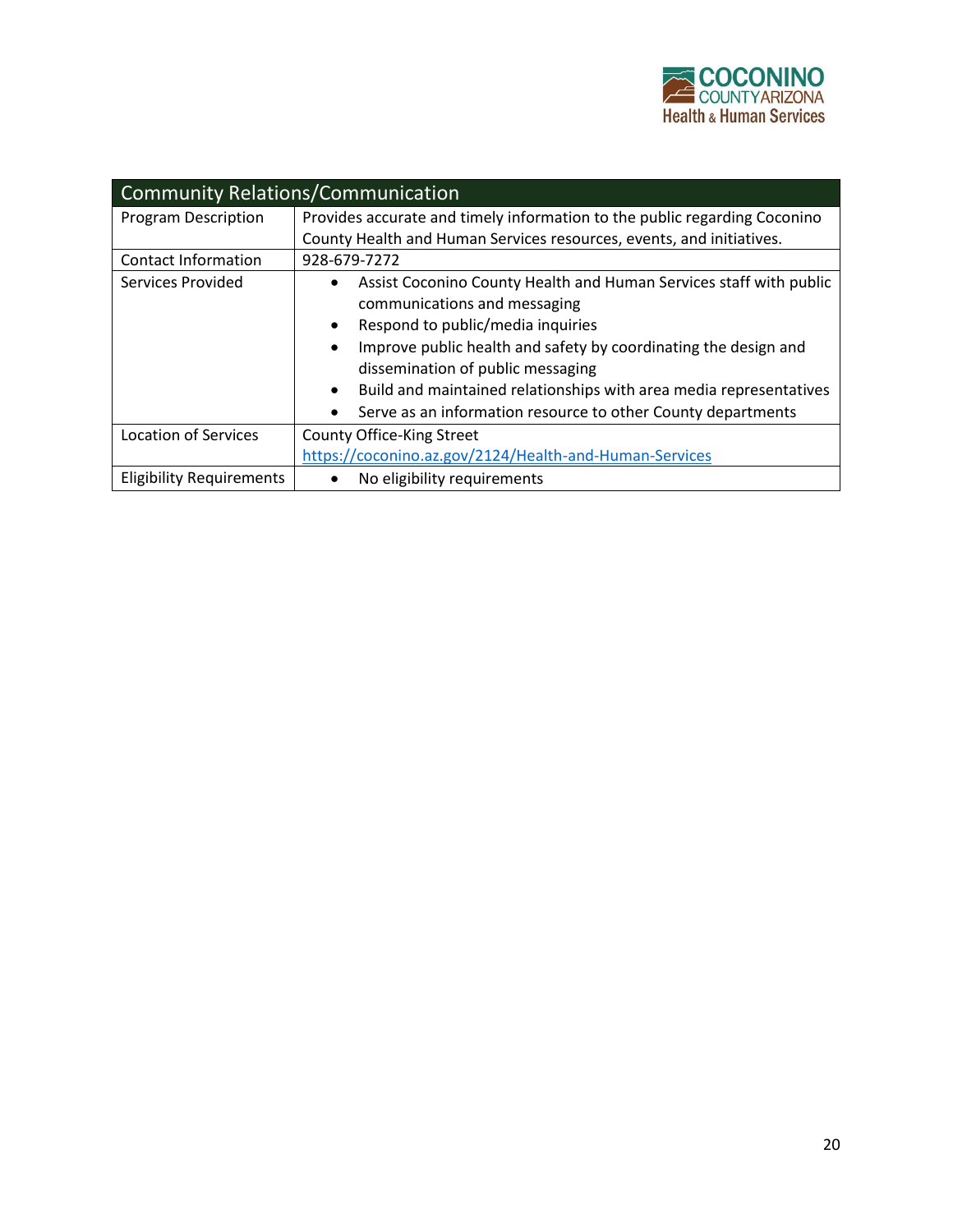| Community Relations/Communication | |
|---|---|
| Program Description | Provides accurate and timely information to the public regarding Coconino County Health and Human Services resources, events, and initiatives. |
| Contact Information | 928-679-7272 |
| Services Provided | • Assist Coconino County Health and Human Services staff with public communications and messaging<br>• Respond to public/media inquiries<br>• Improve public health and safety by coordinating the design and dissemination of public messaging<br>• Build and maintained relationships with area media representatives<br>• Serve as an information resource to other County departments |
| Location of Services | County Office-King Street<br>https://coconino.az.gov/2124/Health-and-Human-Services |
| Eligibility Requirements | • No eligibility requirements |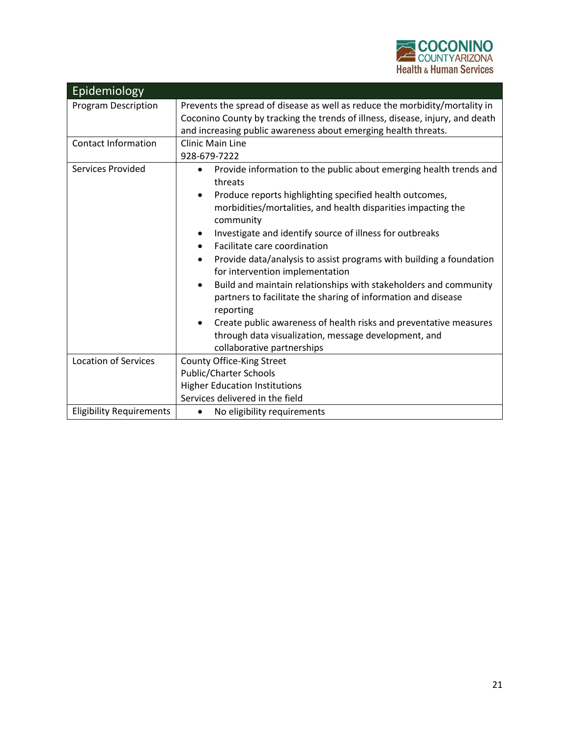| Epidemiology | |
|---|---|
| Program Description | Prevents the spread of disease as well as reduce the morbidity/mortality in Coconino County by tracking the trends of illness, disease, injury, and death and increasing public awareness about emerging health threats. |
| Contact Information | Clinic Main Line<br>928-679-7222 |
| Services Provided | • Provide information to the public about emerging health trends and threats<br>• Produce reports highlighting specified health outcomes, morbidities/mortalities, and health disparities impacting the community<br>• Investigate and identify source of illness for outbreaks<br>• Facilitate care coordination<br>• Provide data/analysis to assist programs with building a foundation for intervention implementation<br>• Build and maintain relationships with stakeholders and community partners to facilitate the sharing of information and disease reporting<br>• Create public awareness of health risks and preventative measures through data visualization, message development, and collaborative partnerships |
| Location of Services | County Office-King Street<br>Public/Charter Schools<br>Higher Education Institutions<br>Services delivered in the field |
| Eligibility Requirements | • No eligibility requirements |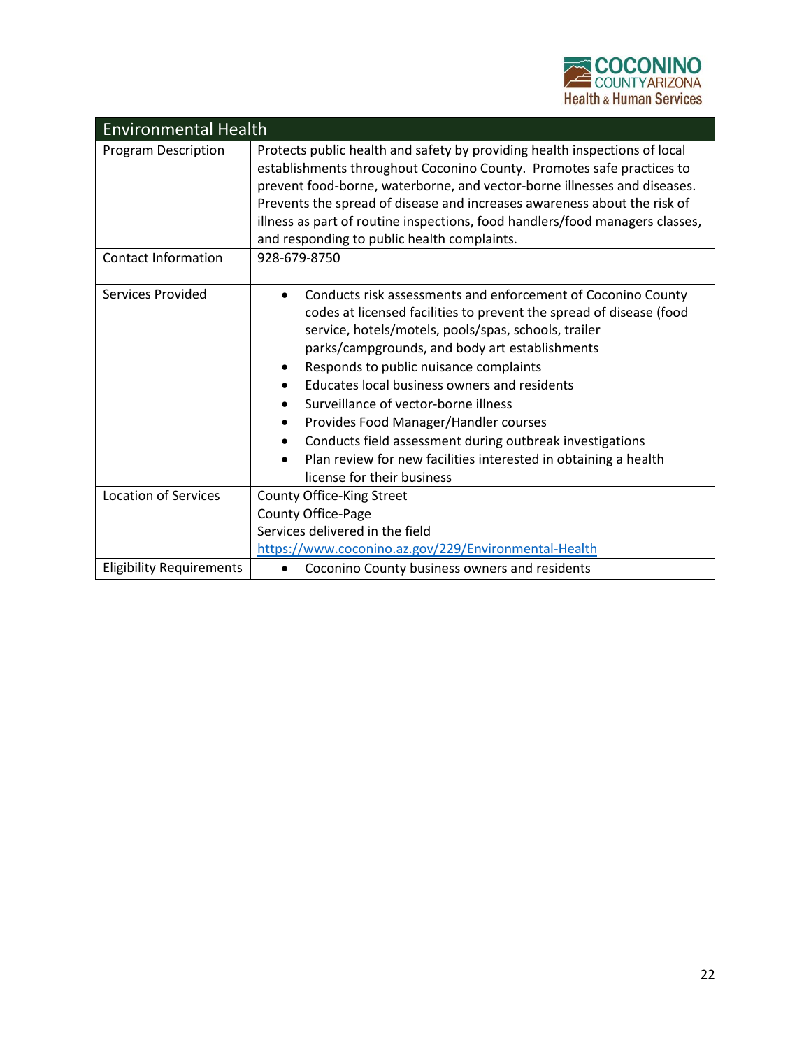| Environmental Health | |
|---|---|
| Program Description | Protects public health and safety by providing health inspections of local establishments throughout Coconino County. Promotes safe practices to prevent food-borne, waterborne, and vector-borne illnesses and diseases. Prevents the spread of disease and increases awareness about the risk of illness as part of routine inspections, food handlers/food managers classes, and responding to public health complaints. |
| Contact Information | 928-679-8750 |
| Services Provided | • Conducts risk assessments and enforcement of Coconino County codes at licensed facilities to prevent the spread of disease (food service, hotels/motels, pools/spas, schools, trailer parks/campgrounds, and body art establishments<br>• Responds to public nuisance complaints<br>• Educates local business owners and residents<br>• Surveillance of vector-borne illness<br>• Provides Food Manager/Handler courses<br>• Conducts field assessment during outbreak investigations<br>• Plan review for new facilities interested in obtaining a health license for their business |
| Location of Services | County Office-King Street<br>County Office-Page<br>Services delivered in the field<br>https://www.coconino.az.gov/229/Environmental-Health |
| Eligibility Requirements | • Coconino County business owners and residents |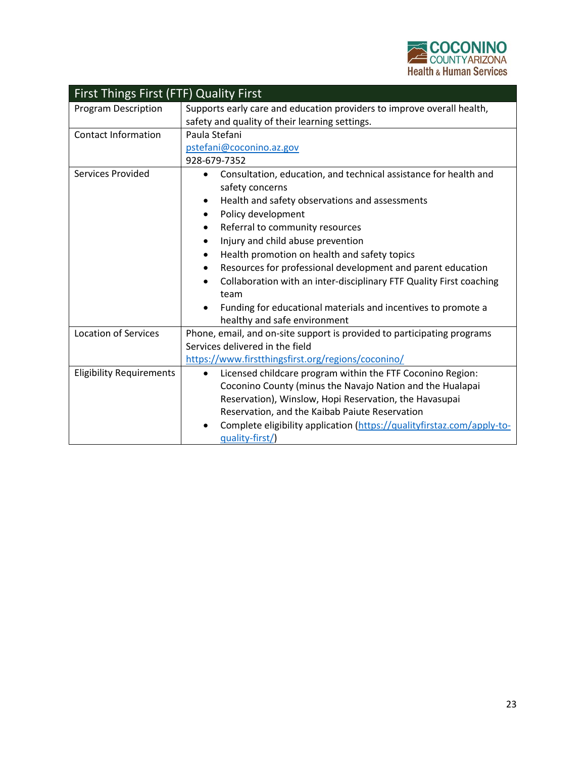| First Things First (FTF) Quality First | |
|---|---|
| Program Description | Supports early care and education providers to improve overall health, safety and quality of their learning settings. |
| Contact Information | Paula Stefani<br>pstefani@coconino.az.gov<br>928-679-7352 |
| Services Provided | • Consultation, education, and technical assistance for health and safety concerns<br>• Health and safety observations and assessments<br>• Policy development<br>• Referral to community resources<br>• Injury and child abuse prevention<br>• Health promotion on health and safety topics<br>• Resources for professional development and parent education<br>• Collaboration with an inter-disciplinary FTF Quality First coaching team<br>• Funding for educational materials and incentives to promote a healthy and safe environment |
| Location of Services | Phone, email, and on-site support is provided to participating programs<br>Services delivered in the field<br>https://www.firstthingsfirst.org/regions/coconino/ |
| Eligibility Requirements | • Licensed childcare program within the FTF Coconino Region: Coconino County (minus the Navajo Nation and the Hualapai Reservation), Winslow, Hopi Reservation, the Havasupai Reservation, and the Kaibab Paiute Reservation<br>• Complete eligibility application (https://qualityfirstaz.com/apply-to-quality-first/) |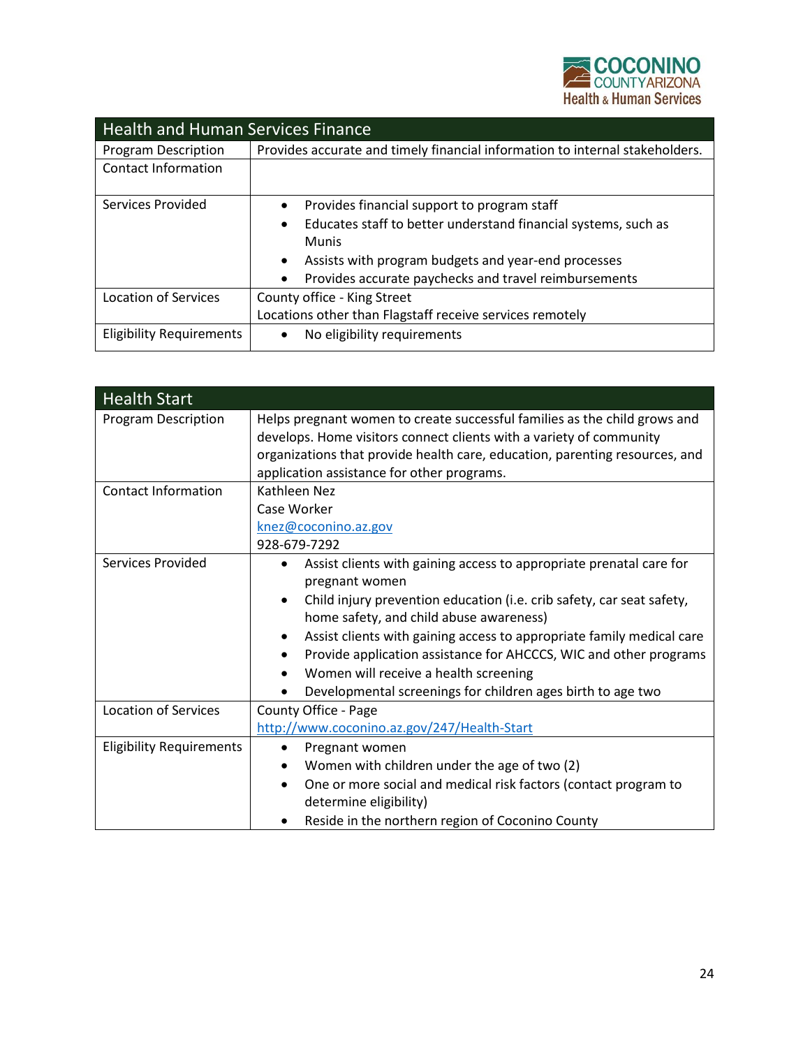| Health and Human Services Finance | |
|---|---|
| Program Description | Provides accurate and timely financial information to internal stakeholders. |
| Contact Information | |
| Services Provided | • Provides financial support to program staff<br>• Educates staff to better understand financial systems, such as Munis<br>• Assists with program budgets and year-end processes<br>• Provides accurate paychecks and travel reimbursements |
| Location of Services | County office - King Street<br>Locations other than Flagstaff receive services remotely |
| Eligibility Requirements | • No eligibility requirements |

| Health Start | |
|---|---|
| Program Description | Helps pregnant women to create successful families as the child grows and develops. Home visitors connect clients with a variety of community organizations that provide health care, education, parenting resources, and application assistance for other programs. |
| Contact Information | Kathleen Nez<br>Case Worker<br>knez@coconino.az.gov<br>928-679-7292 |
| Services Provided | • Assist clients with gaining access to appropriate prenatal care for pregnant women<br>• Child injury prevention education (i.e. crib safety, car seat safety, home safety, and child abuse awareness)<br>• Assist clients with gaining access to appropriate family medical care<br>• Provide application assistance for AHCCCS, WIC and other programs<br>• Women will receive a health screening<br>• Developmental screenings for children ages birth to age two |
| Location of Services | County Office - Page<br>http://www.coconino.az.gov/247/Health-Start |
| Eligibility Requirements | • Pregnant women<br>• Women with children under the age of two (2)<br>• One or more social and medical risk factors (contact program to determine eligibility)<br>• Reside in the northern region of Coconino County |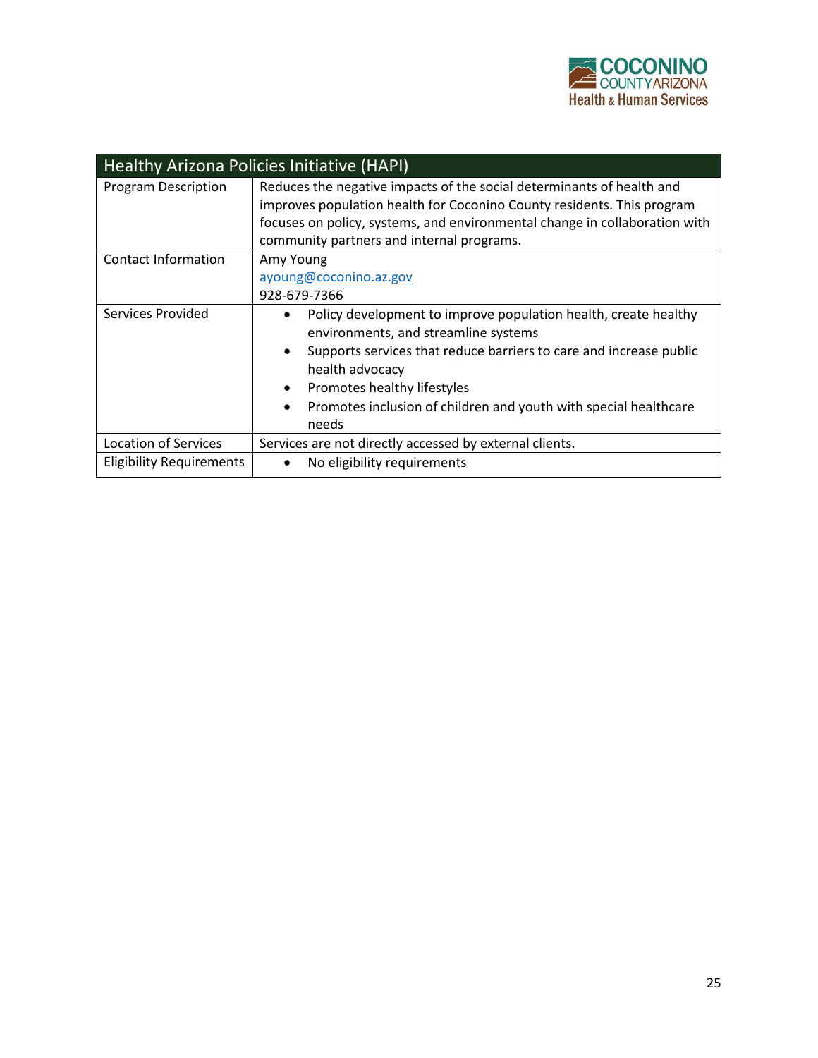| Healthy Arizona Policies Initiative (HAPI) | |
|---|---|
| Program Description | Reduces the negative impacts of the social determinants of health and improves population health for Coconino County residents. This program focuses on policy, systems, and environmental change in collaboration with community partners and internal programs. |
| Contact Information | Amy Young<br>ayoung@coconino.az.gov<br>928-679-7366 |
| Services Provided | • Policy development to improve population health, create healthy environments, and streamline systems<br>• Supports services that reduce barriers to care and increase public health advocacy<br>• Promotes healthy lifestyles<br>• Promotes inclusion of children and youth with special healthcare needs |
| Location of Services | Services are not directly accessed by external clients. |
| Eligibility Requirements | • No eligibility requirements |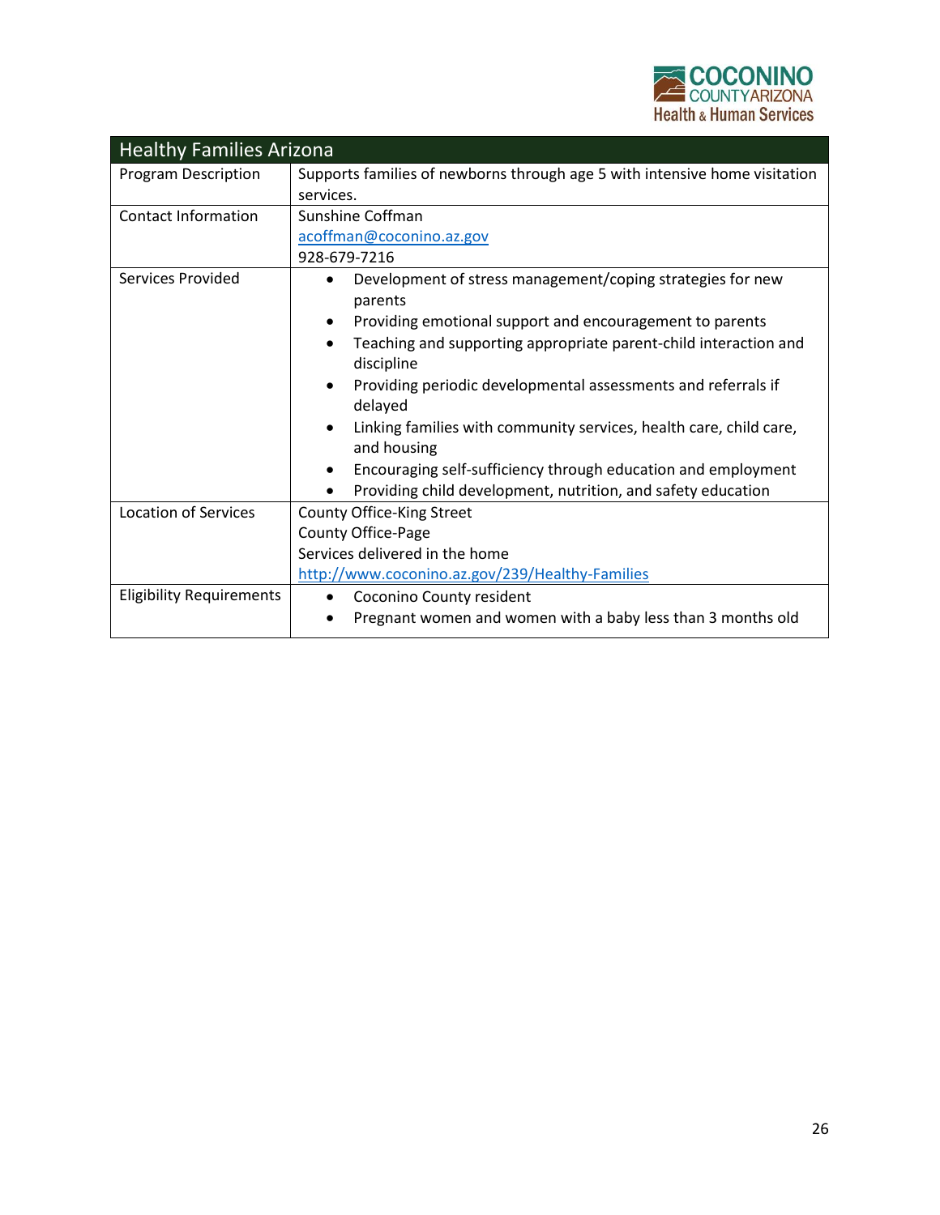| Healthy Families Arizona | |
|---|---|
| Program Description | Supports families of newborns through age 5 with intensive home visitation services. |
| Contact Information | Sunshine Coffman<br>acoffman@coconino.az.gov<br>928-679-7216 |
| Services Provided | • Development of stress management/coping strategies for new parents<br>• Providing emotional support and encouragement to parents<br>• Teaching and supporting appropriate parent-child interaction and discipline<br>• Providing periodic developmental assessments and referrals if delayed<br>• Linking families with community services, health care, child care, and housing<br>• Encouraging self-sufficiency through education and employment<br>• Providing child development, nutrition, and safety education |
| Location of Services | County Office-King Street<br>County Office-Page<br>Services delivered in the home<br>http://www.coconino.az.gov/239/Healthy-Families |
| Eligibility Requirements | • Coconino County resident<br>• Pregnant women and women with a baby less than 3 months old |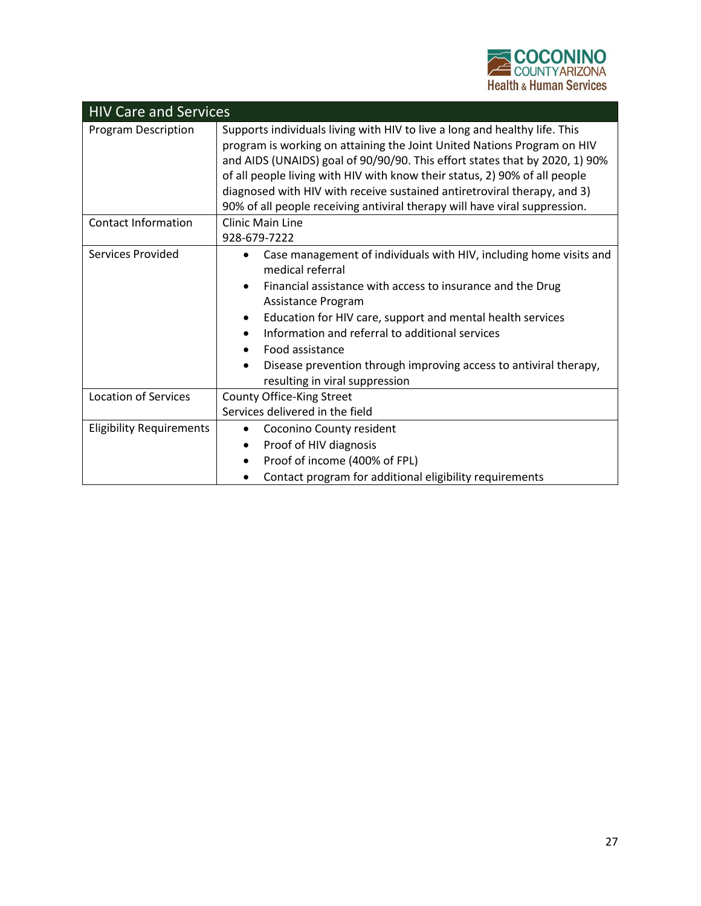| HIV Care and Services | |
|---|---|
| Program Description | Supports individuals living with HIV to live a long and healthy life. This program is working on attaining the Joint United Nations Program on HIV and AIDS (UNAIDS) goal of 90/90/90. This effort states that by 2020, 1) 90% of all people living with HIV with know their status, 2) 90% of all people diagnosed with HIV with receive sustained antiretroviral therapy, and 3) 90% of all people receiving antiviral therapy will have viral suppression. |
| Contact Information | Clinic Main Line<br>928-679-7222 |
| Services Provided | • Case management of individuals with HIV, including home visits and medical referral<br>• Financial assistance with access to insurance and the Drug Assistance Program<br>• Education for HIV care, support and mental health services<br>• Information and referral to additional services<br>• Food assistance<br>• Disease prevention through improving access to antiviral therapy, resulting in viral suppression |
| Location of Services | County Office-King Street<br>Services delivered in the field |
| Eligibility Requirements | • Coconino County resident<br>• Proof of HIV diagnosis<br>• Proof of income (400% of FPL)<br>• Contact program for additional eligibility requirements |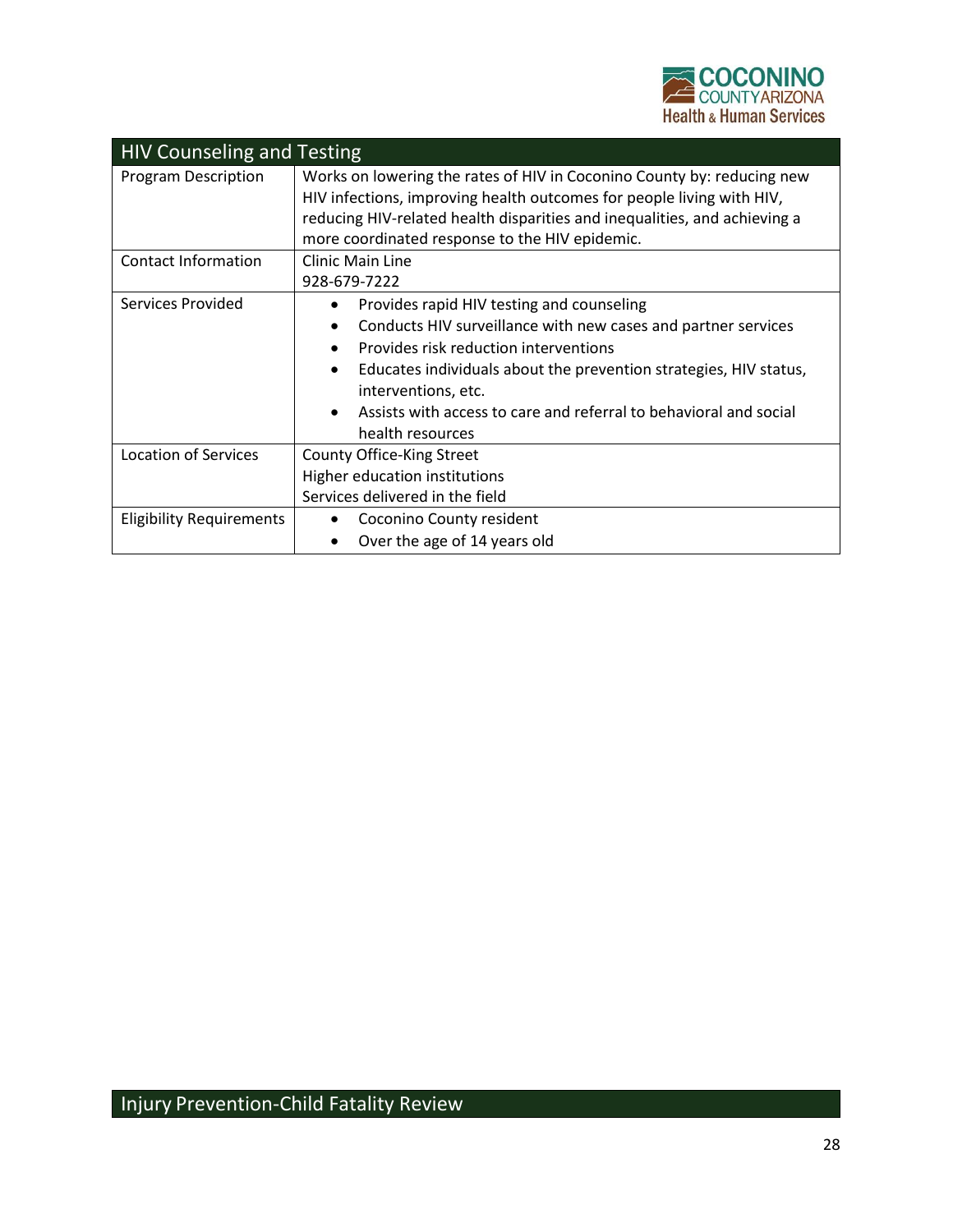| HIV Counseling and Testing | |
|---|---|
| Program Description | Works on lowering the rates of HIV in Coconino County by: reducing new HIV infections, improving health outcomes for people living with HIV, reducing HIV-related health disparities and inequalities, and achieving a more coordinated response to the HIV epidemic. |
| Contact Information | Clinic Main Line<br>928-679-7222 |
| Services Provided | • Provides rapid HIV testing and counseling<br>• Conducts HIV surveillance with new cases and partner services<br>• Provides risk reduction interventions<br>• Educates individuals about the prevention strategies, HIV status, interventions, etc.<br>• Assists with access to care and referral to behavioral and social health resources |
| Location of Services | County Office-King Street<br>Higher education institutions<br>Services delivered in the field |
| Eligibility Requirements | • Coconino County resident<br>• Over the age of 14 years old |

## Injury Prevention-Child Fatality Review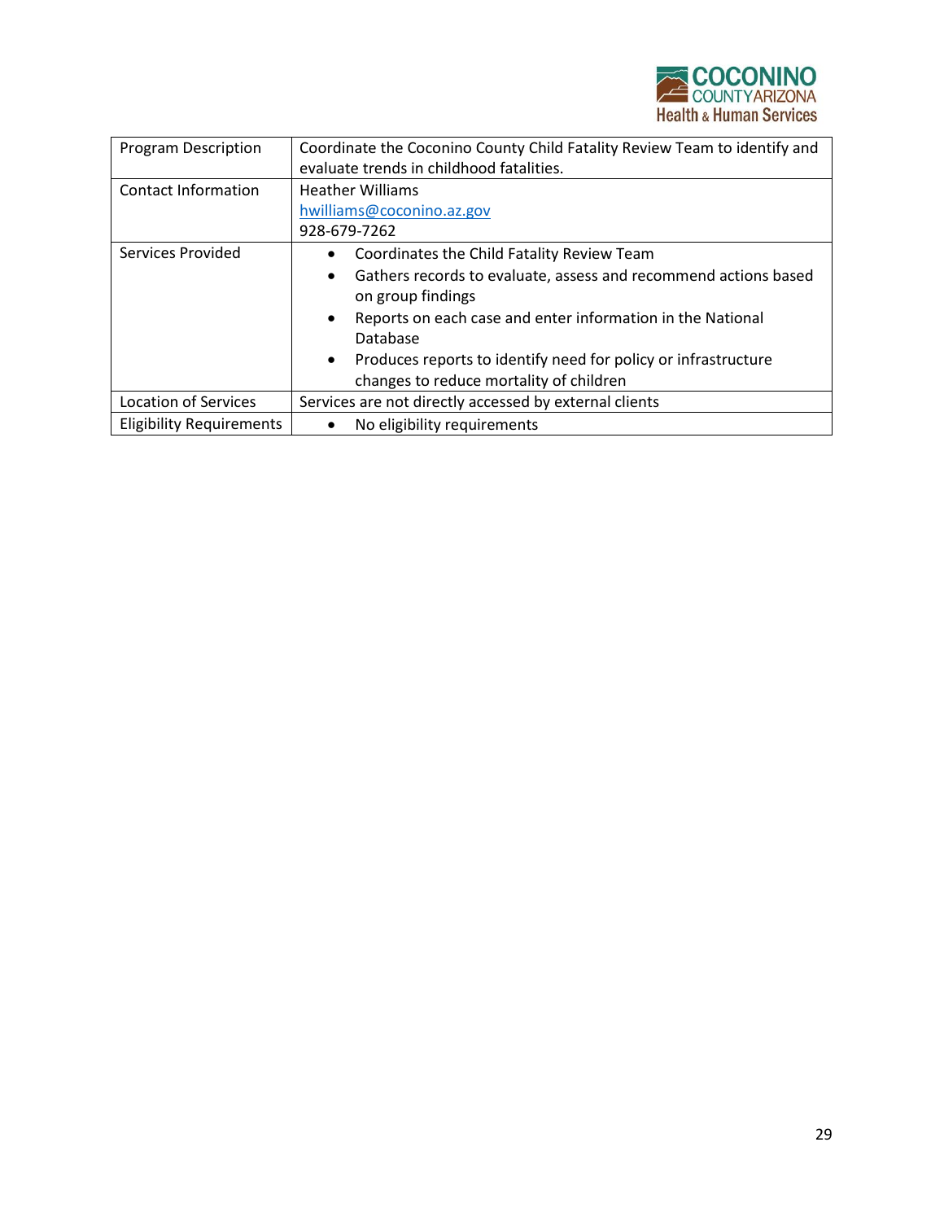| Program Description | Coordinate the Coconino County Child Fatality Review Team to identify and evaluate trends in childhood fatalities. |
|---|---|
| Contact Information | Heather Williams<br>hwilliams@coconino.az.gov<br>928-679-7262 |
| Services Provided | • Coordinates the Child Fatality Review Team<br>• Gathers records to evaluate, assess and recommend actions based on group findings<br>• Reports on each case and enter information in the National Database<br>• Produces reports to identify need for policy or infrastructure changes to reduce mortality of children |
| Location of Services | Services are not directly accessed by external clients |
| Eligibility Requirements | • No eligibility requirements |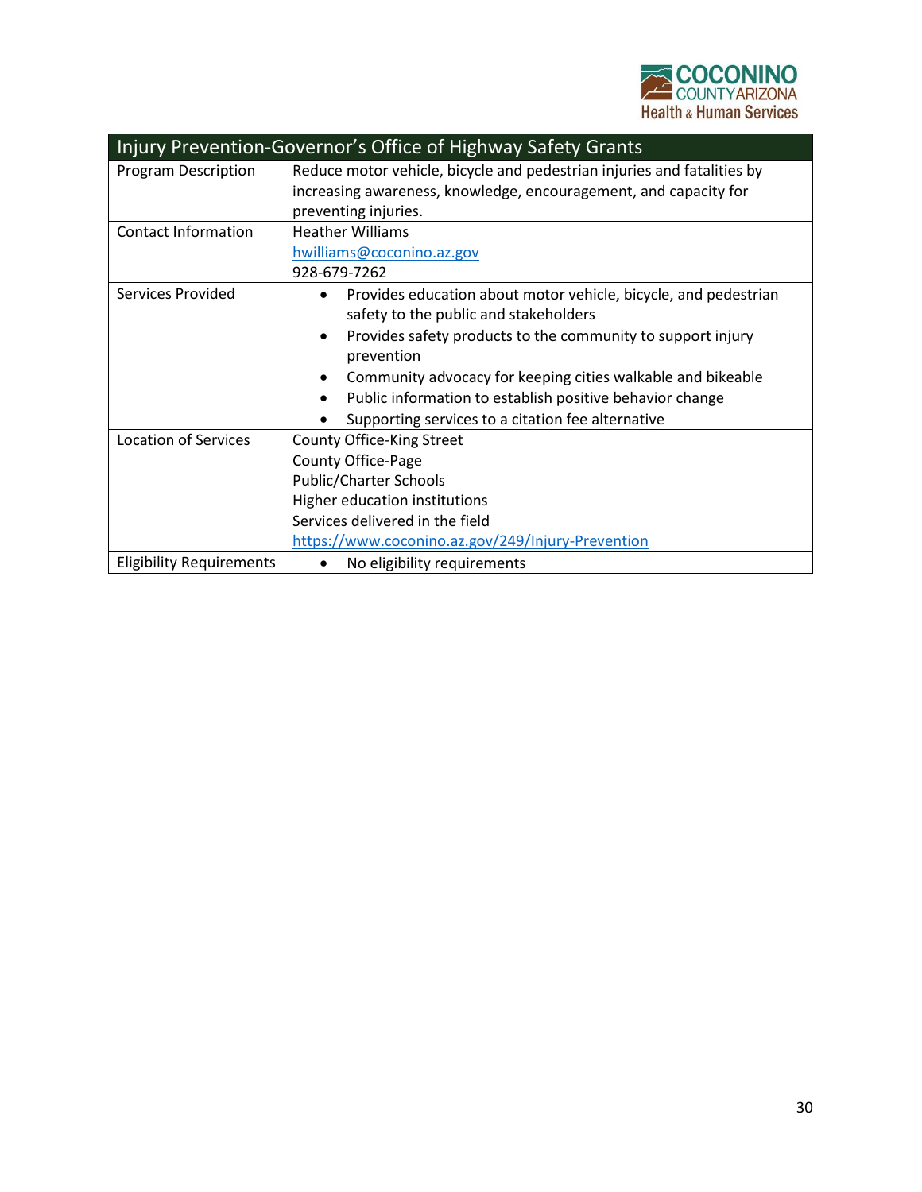| Injury Prevention-Governor's Office of Highway Safety Grants | |
|---|---|
| Program Description | Reduce motor vehicle, bicycle and pedestrian injuries and fatalities by increasing awareness, knowledge, encouragement, and capacity for preventing injuries. |
| Contact Information | Heather Williams<br>hwilliams@coconino.az.gov<br>928-679-7262 |
| Services Provided | • Provides education about motor vehicle, bicycle, and pedestrian safety to the public and stakeholders<br>• Provides safety products to the community to support injury prevention<br>• Community advocacy for keeping cities walkable and bikeable<br>• Public information to establish positive behavior change<br>• Supporting services to a citation fee alternative |
| Location of Services | County Office-King Street<br>County Office-Page<br>Public/Charter Schools<br>Higher education institutions<br>Services delivered in the field<br>https://www.coconino.az.gov/249/Injury-Prevention |
| Eligibility Requirements | • No eligibility requirements |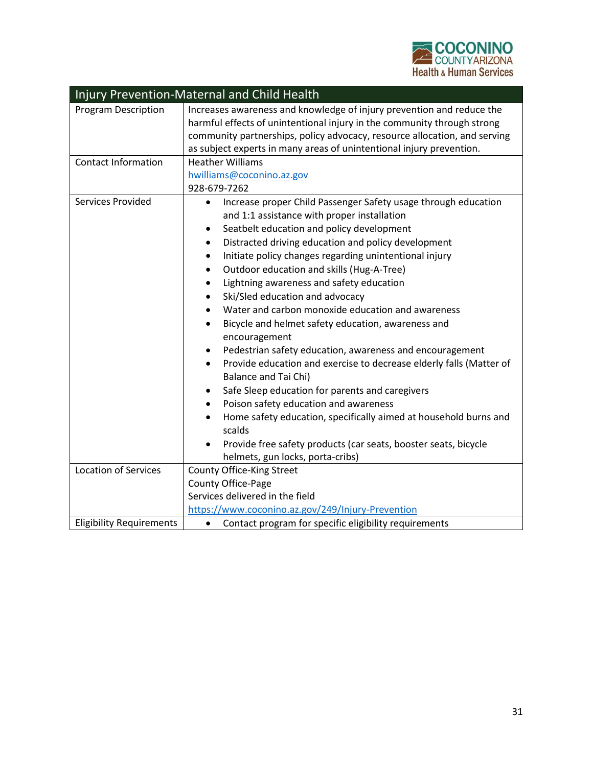| Injury Prevention-Maternal and Child Health | |
|---|---|
| Program Description | Increases awareness and knowledge of injury prevention and reduce the harmful effects of unintentional injury in the community through strong community partnerships, policy advocacy, resource allocation, and serving as subject experts in many areas of unintentional injury prevention. |
| Contact Information | Heather Williams<br>hwilliams@coconino.az.gov<br>928-679-7262 |
| Services Provided | • Increase proper Child Passenger Safety usage through education and 1:1 assistance with proper installation<br>• Seatbelt education and policy development<br>• Distracted driving education and policy development<br>• Initiate policy changes regarding unintentional injury<br>• Outdoor education and skills (Hug-A-Tree)<br>• Lightning awareness and safety education<br>• Ski/Sled education and advocacy<br>• Water and carbon monoxide education and awareness<br>• Bicycle and helmet safety education, awareness and encouragement<br>• Pedestrian safety education, awareness and encouragement<br>• Provide education and exercise to decrease elderly falls (Matter of Balance and Tai Chi)<br>• Safe Sleep education for parents and caregivers<br>• Poison safety education and awareness<br>• Home safety education, specifically aimed at household burns and scalds<br>• Provide free safety products (car seats, booster seats, bicycle helmets, gun locks, porta-cribs) |
| Location of Services | County Office-King Street<br>County Office-Page<br>Services delivered in the field<br>https://www.coconino.az.gov/249/Injury-Prevention |
| Eligibility Requirements | • Contact program for specific eligibility requirements |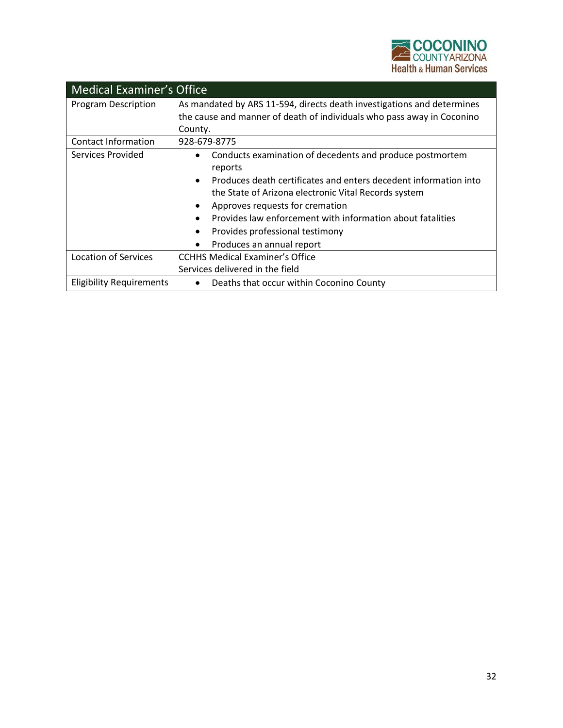| Medical Examiner's Office | |
|---|---|
| Program Description | As mandated by ARS 11-594, directs death investigations and determines the cause and manner of death of individuals who pass away in Coconino County. |
| Contact Information | 928-679-8775 |
| Services Provided | • Conducts examination of decedents and produce postmortem reports<br>• Produces death certificates and enters decedent information into the State of Arizona electronic Vital Records system<br>• Approves requests for cremation<br>• Provides law enforcement with information about fatalities<br>• Provides professional testimony<br>• Produces an annual report |
| Location of Services | CCHHS Medical Examiner's Office<br>Services delivered in the field |
| Eligibility Requirements | • Deaths that occur within Coconino County |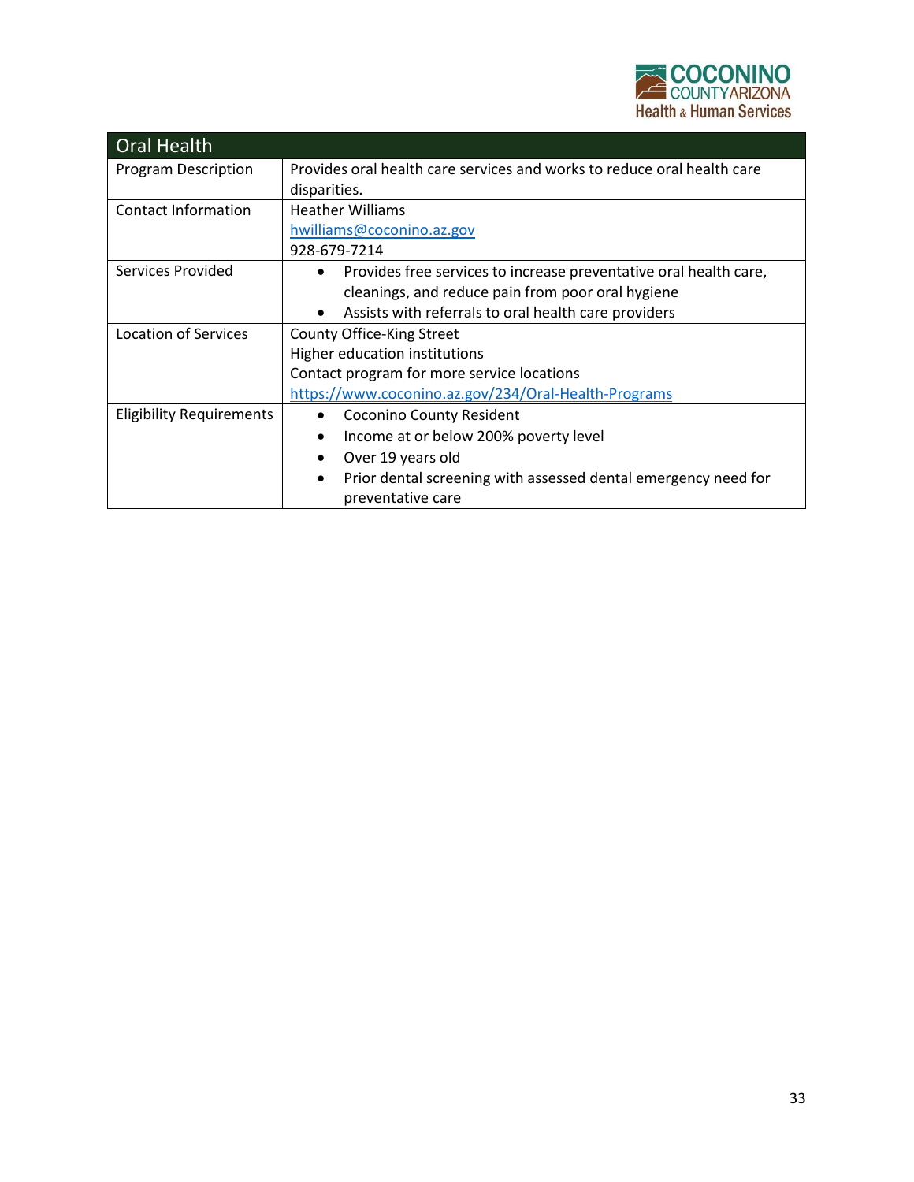| Oral Health | |
|---|---|
| Program Description | Provides oral health care services and works to reduce oral health care disparities. |
| Contact Information | Heather Williams<br>hwilliams@coconino.az.gov<br>928-679-7214 |
| Services Provided | • Provides free services to increase preventative oral health care, cleanings, and reduce pain from poor oral hygiene<br>• Assists with referrals to oral health care providers |
| Location of Services | County Office-King Street<br>Higher education institutions<br>Contact program for more service locations<br>https://www.coconino.az.gov/234/Oral-Health-Programs |
| Eligibility Requirements | • Coconino County Resident<br>• Income at or below 200% poverty level<br>• Over 19 years old<br>• Prior dental screening with assessed dental emergency need for preventative care |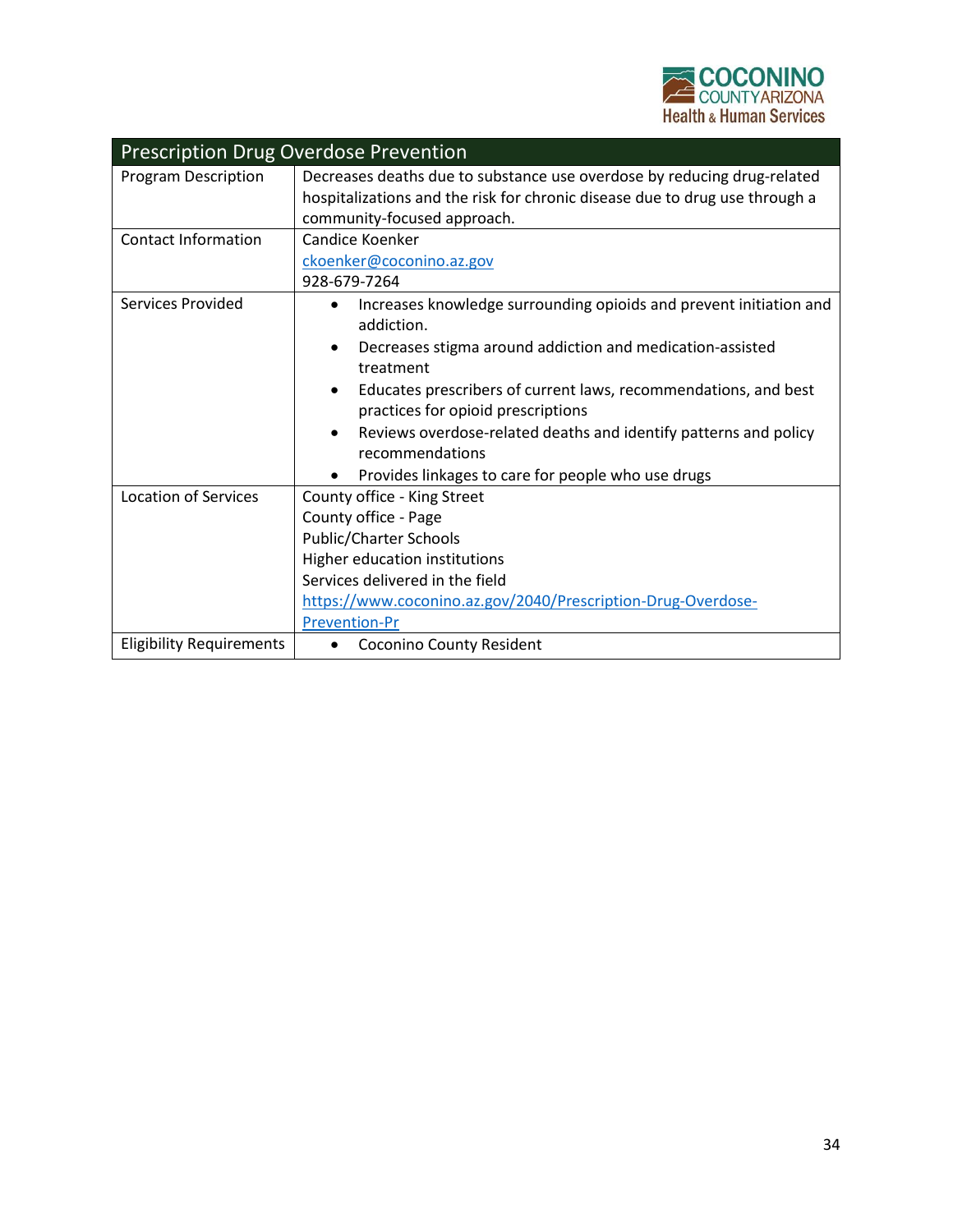| Prescription Drug Overdose Prevention | |
|---|---|
| Program Description | Decreases deaths due to substance use overdose by reducing drug-related hospitalizations and the risk for chronic disease due to drug use through a community-focused approach. |
| Contact Information | Candice Koenker<br>ckoenker@coconino.az.gov<br>928-679-7264 |
| Services Provided | • Increases knowledge surrounding opioids and prevent initiation and addiction.<br>• Decreases stigma around addiction and medication-assisted treatment<br>• Educates prescribers of current laws, recommendations, and best practices for opioid prescriptions<br>• Reviews overdose-related deaths and identify patterns and policy recommendations<br>• Provides linkages to care for people who use drugs |
| Location of Services | County office - King Street<br>County office - Page<br>Public/Charter Schools<br>Higher education institutions<br>Services delivered in the field<br>https://www.coconino.az.gov/2040/Prescription-Drug-Overdose-Prevention-Pr |
| Eligibility Requirements | • Coconino County Resident |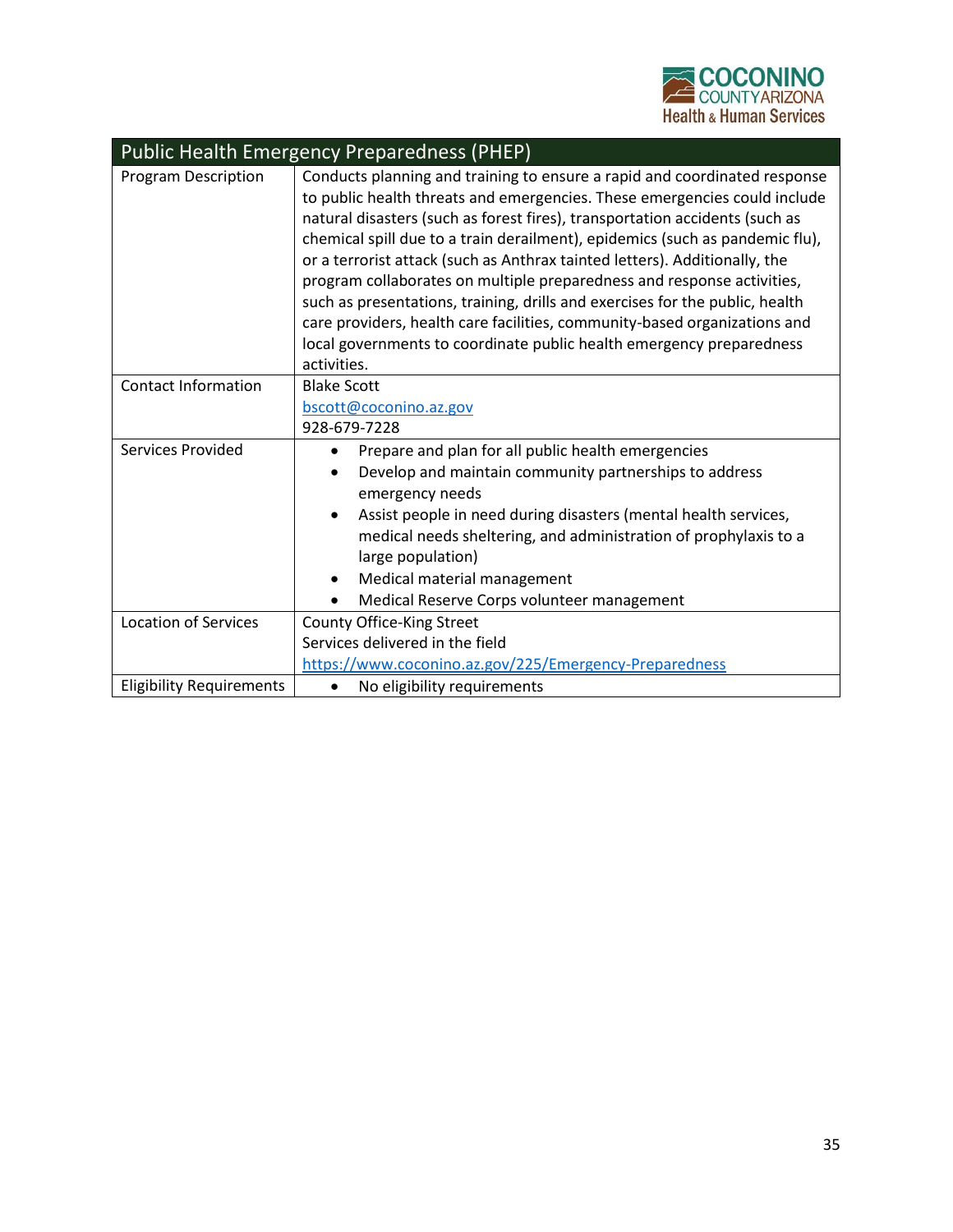| Public Health Emergency Preparedness (PHEP) | |
|---|---|
| Program Description | Conducts planning and training to ensure a rapid and coordinated response to public health threats and emergencies. These emergencies could include natural disasters (such as forest fires), transportation accidents (such as chemical spill due to a train derailment), epidemics (such as pandemic flu), or a terrorist attack (such as Anthrax tainted letters). Additionally, the program collaborates on multiple preparedness and response activities, such as presentations, training, drills and exercises for the public, health care providers, health care facilities, community-based organizations and local governments to coordinate public health emergency preparedness activities. |
| Contact Information | Blake Scott<br>bscott@coconino.az.gov<br>928-679-7228 |
| Services Provided | • Prepare and plan for all public health emergencies<br>• Develop and maintain community partnerships to address emergency needs<br>• Assist people in need during disasters (mental health services, medical needs sheltering, and administration of prophylaxis to a large population)<br>• Medical material management<br>• Medical Reserve Corps volunteer management |
| Location of Services | County Office-King Street<br>Services delivered in the field<br>https://www.coconino.az.gov/225/Emergency-Preparedness |
| Eligibility Requirements | • No eligibility requirements |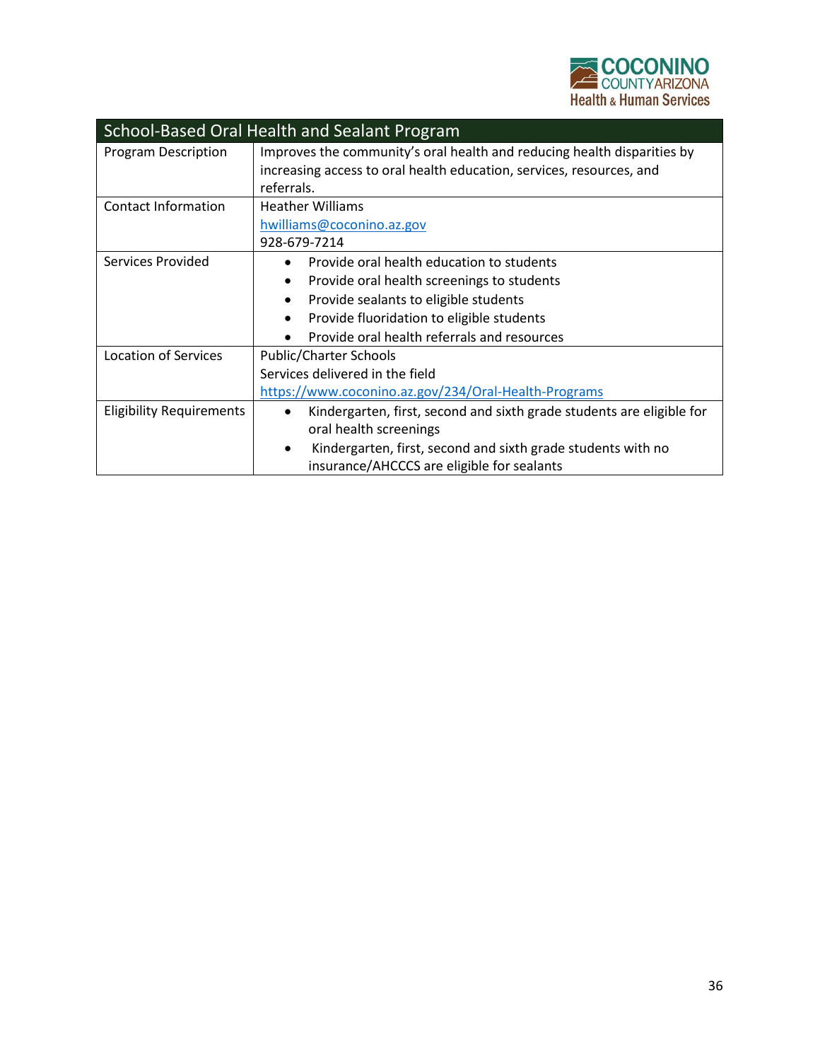## School-Based Oral Health and Sealant Program

| School-Based Oral Health and Sealant Program | |
|---|---|
| Program Description | Improves the community's oral health and reducing health disparities by increasing access to oral health education, services, resources, and referrals. |
| Contact Information | Heather Williams<br>hwilliams@coconino.az.gov<br>928-679-7214 |
| Services Provided | • Provide oral health education to students<br>• Provide oral health screenings to students<br>• Provide sealants to eligible students<br>• Provide fluoridation to eligible students<br>• Provide oral health referrals and resources |
| Location of Services | Public/Charter Schools<br>Services delivered in the field<br>https://www.coconino.az.gov/234/Oral-Health-Programs |
| Eligibility Requirements | • Kindergarten, first, second and sixth grade students are eligible for oral health screenings<br>• Kindergarten, first, second and sixth grade students with no insurance/AHCCCS are eligible for sealants |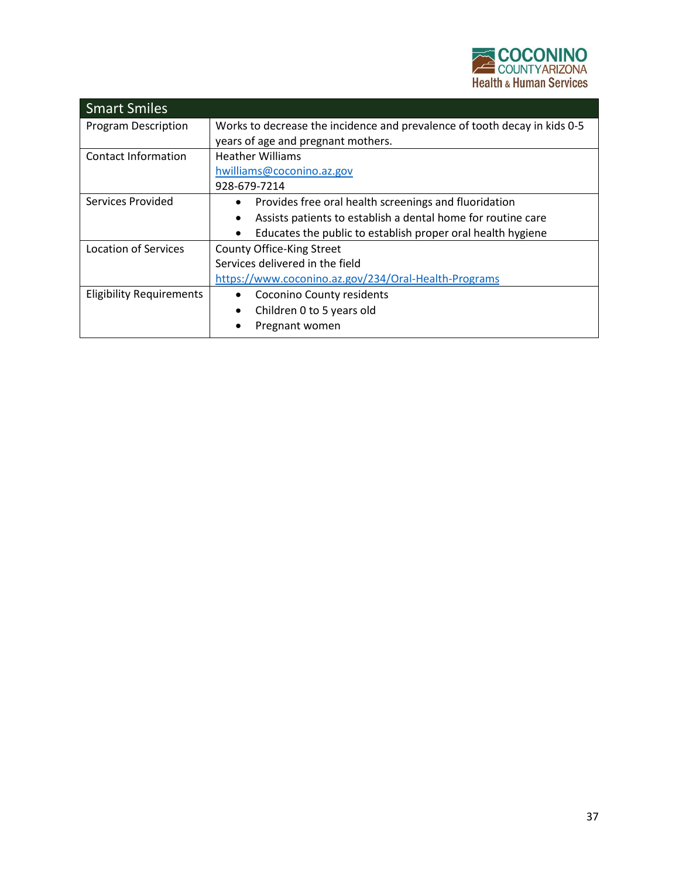| Smart Smiles | |
|---|---|
| Program Description | Works to decrease the incidence and prevalence of tooth decay in kids 0-5 years of age and pregnant mothers. |
| Contact Information | Heather Williams<br>hwilliams@coconino.az.gov<br>928-679-7214 |
| Services Provided | • Provides free oral health screenings and fluoridation<br>• Assists patients to establish a dental home for routine care<br>• Educates the public to establish proper oral health hygiene |
| Location of Services | County Office-King Street<br>Services delivered in the field<br>https://www.coconino.az.gov/234/Oral-Health-Programs |
| Eligibility Requirements | • Coconino County residents<br>• Children 0 to 5 years old<br>• Pregnant women |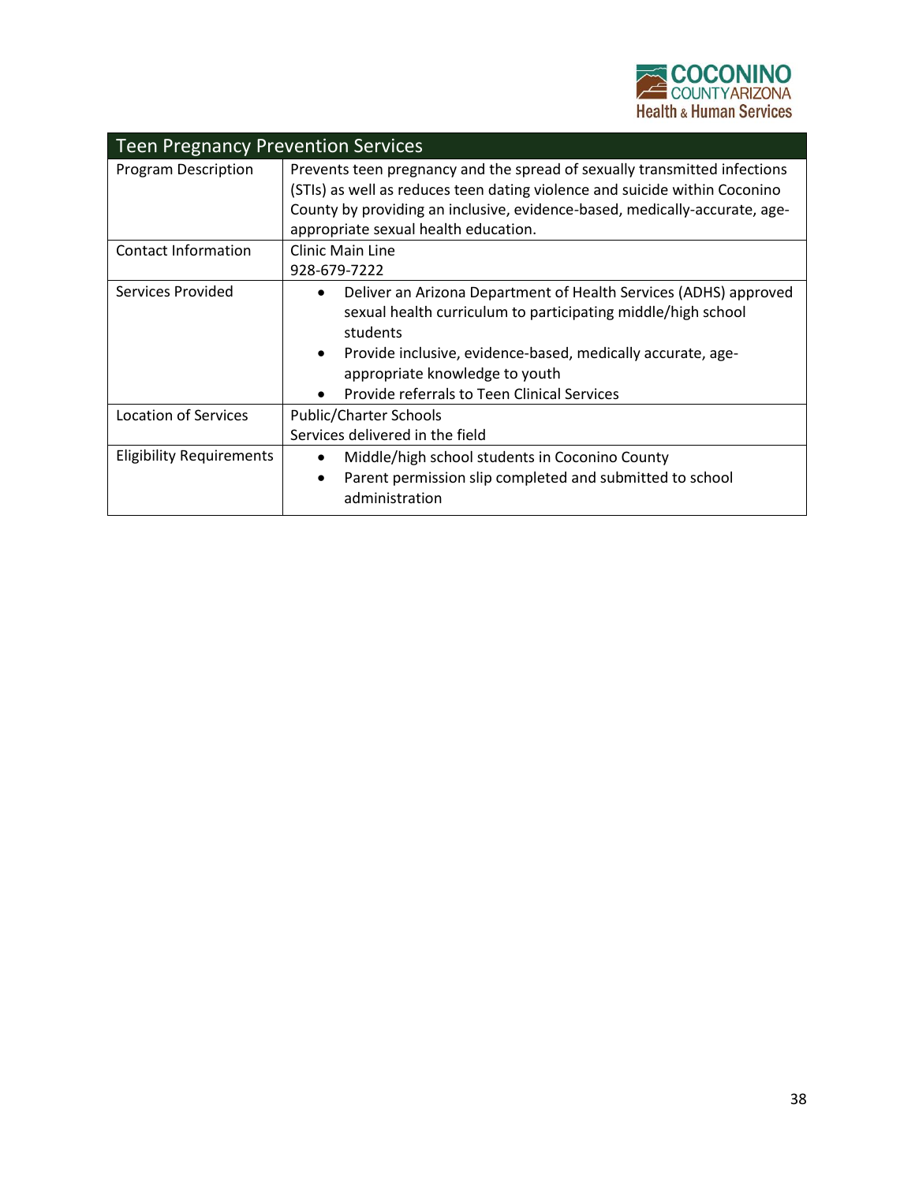| Teen Pregnancy Prevention Services | |
|---|---|
| Program Description | Prevents teen pregnancy and the spread of sexually transmitted infections (STIs) as well as reduces teen dating violence and suicide within Coconino County by providing an inclusive, evidence-based, medically-accurate, age-appropriate sexual health education. |
| Contact Information | Clinic Main Line<br>928-679-7222 |
| Services Provided | • Deliver an Arizona Department of Health Services (ADHS) approved sexual health curriculum to participating middle/high school students<br>• Provide inclusive, evidence-based, medically accurate, age-appropriate knowledge to youth<br>• Provide referrals to Teen Clinical Services |
| Location of Services | Public/Charter Schools<br>Services delivered in the field |
| Eligibility Requirements | • Middle/high school students in Coconino County<br>• Parent permission slip completed and submitted to school administration |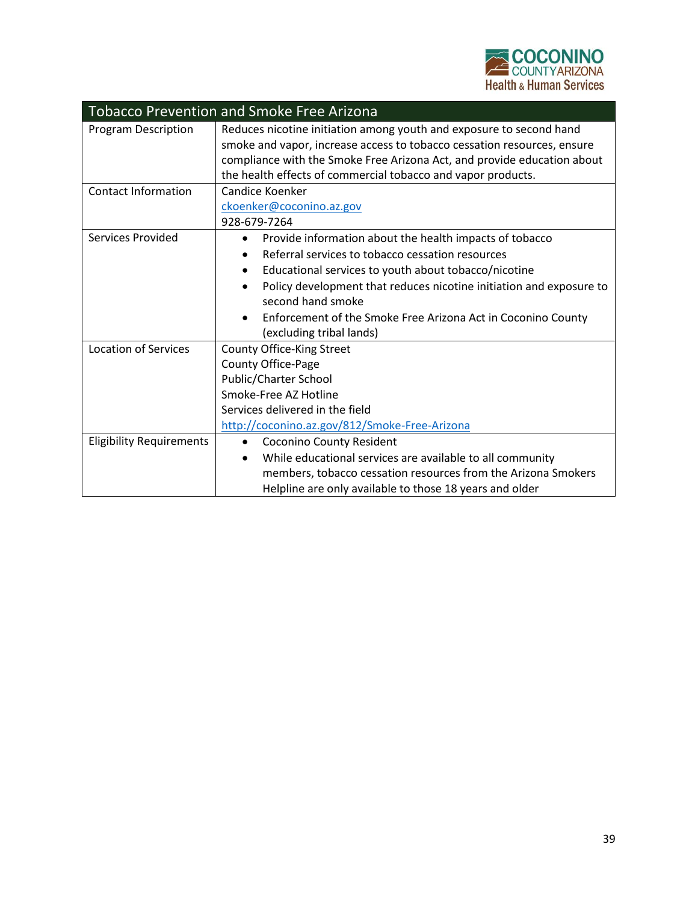| Tobacco Prevention and Smoke Free Arizona | |
|---|---|
| Program Description | Reduces nicotine initiation among youth and exposure to second hand smoke and vapor, increase access to tobacco cessation resources, ensure compliance with the Smoke Free Arizona Act, and provide education about the health effects of commercial tobacco and vapor products. |
| Contact Information | Candice Koenker<br>ckoenker@coconino.az.gov<br>928-679-7264 |
| Services Provided | • Provide information about the health impacts of tobacco<br>• Referral services to tobacco cessation resources<br>• Educational services to youth about tobacco/nicotine<br>• Policy development that reduces nicotine initiation and exposure to second hand smoke<br>• Enforcement of the Smoke Free Arizona Act in Coconino County (excluding tribal lands) |
| Location of Services | County Office-King Street<br>County Office-Page<br>Public/Charter School<br>Smoke-Free AZ Hotline<br>Services delivered in the field<br>http://coconino.az.gov/812/Smoke-Free-Arizona |
| Eligibility Requirements | • Coconino County Resident<br>• While educational services are available to all community members, tobacco cessation resources from the Arizona Smokers Helpline are only available to those 18 years and older |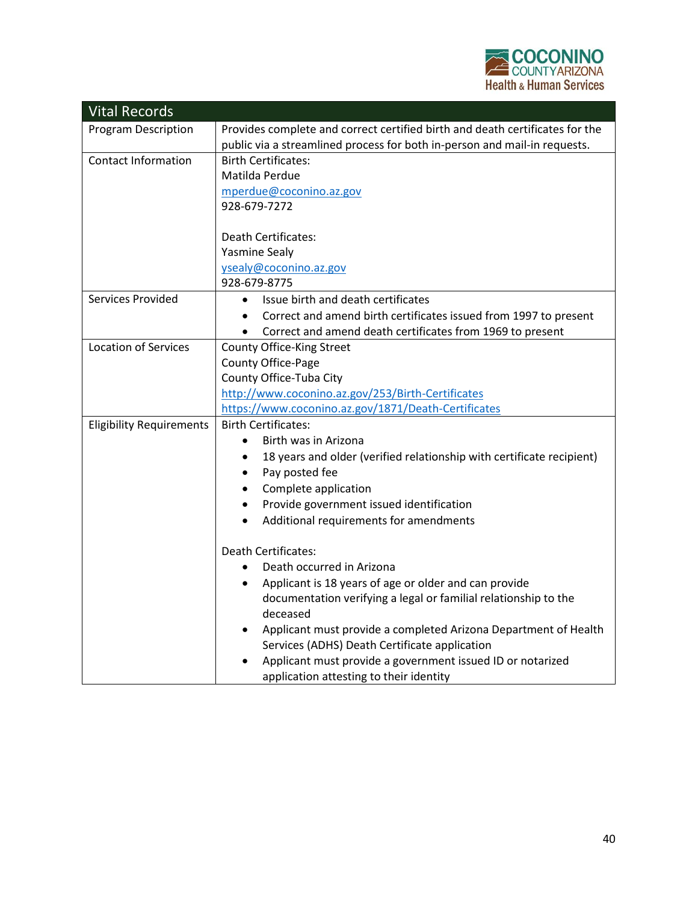| Vital Records | |
|---|---|
| Program Description | Provides complete and correct certified birth and death certificates for the public via a streamlined process for both in-person and mail-in requests. |
| Contact Information | Birth Certificates:<br>Matilda Perdue<br>mperdue@coconino.az.gov<br>928-679-7272<br><br>Death Certificates:<br>Yasmine Sealy<br>ysealy@coconino.az.gov<br>928-679-8775 |
| Services Provided | • Issue birth and death certificates<br>• Correct and amend birth certificates issued from 1997 to present<br>• Correct and amend death certificates from 1969 to present |
| Location of Services | County Office-King Street<br>County Office-Page<br>County Office-Tuba City<br>http://www.coconino.az.gov/253/Birth-Certificates<br>https://www.coconino.az.gov/1871/Death-Certificates |
| Eligibility Requirements | Birth Certificates:<br>• Birth was in Arizona<br>• 18 years and older (verified relationship with certificate recipient)<br>• Pay posted fee<br>• Complete application<br>• Provide government issued identification<br>• Additional requirements for amendments<br><br>Death Certificates:<br>• Death occurred in Arizona<br>• Applicant is 18 years of age or older and can provide documentation verifying a legal or familial relationship to the deceased<br>• Applicant must provide a completed Arizona Department of Health Services (ADHS) Death Certificate application<br>• Applicant must provide a government issued ID or notarized application attesting to their identity |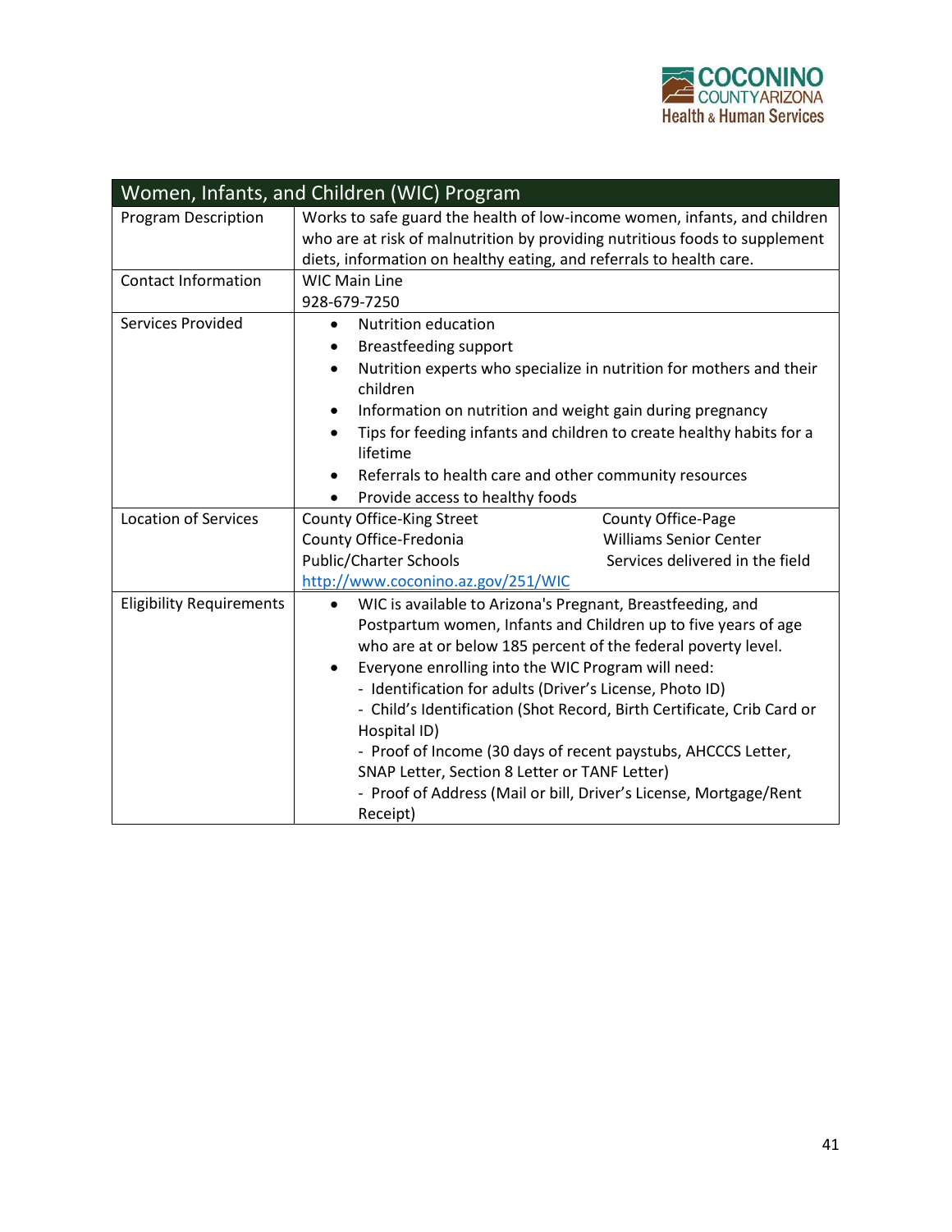| Women, Infants, and Children (WIC) Program | |
|---|---|
| Program Description | Works to safe guard the health of low-income women, infants, and children who are at risk of malnutrition by providing nutritious foods to supplement diets, information on healthy eating, and referrals to health care. |
| Contact Information | WIC Main Line<br>928-679-7250 |
| Services Provided | • Nutrition education<br>• Breastfeeding support<br>• Nutrition experts who specialize in nutrition for mothers and their children<br>• Information on nutrition and weight gain during pregnancy<br>• Tips for feeding infants and children to create healthy habits for a lifetime<br>• Referrals to health care and other community resources<br>• Provide access to healthy foods |
| Location of Services | County Office-King Street<br>County Office-Fredonia<br>Public/Charter Schools<br>County Office-Page<br>Williams Senior Center<br>Services delivered in the field<br>http://www.coconino.az.gov/251/WIC |
| Eligibility Requirements | • WIC is available to Arizona's Pregnant, Breastfeeding, and Postpartum women, Infants and Children up to five years of age who are at or below 185 percent of the federal poverty level.<br>• Everyone enrolling into the WIC Program will need:<br>- Identification for adults (Driver's License, Photo ID)<br>- Child's Identification (Shot Record, Birth Certificate, Crib Card or Hospital ID)<br>- Proof of Income (30 days of recent paystubs, AHCCCS Letter, SNAP Letter, Section 8 Letter or TANF Letter)<br>- Proof of Address (Mail or bill, Driver's License, Mortgage/Rent Receipt) |